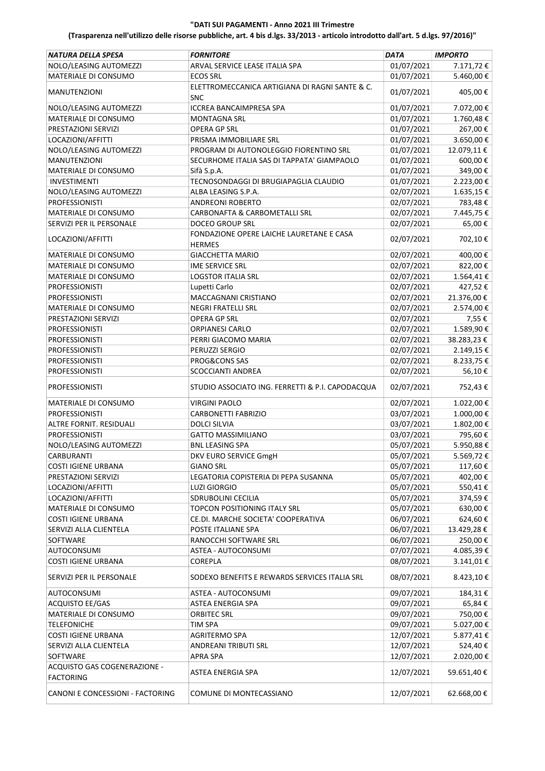**"DATI SUI PAGAMENTI - Anno 2021 III Trimestre**

**(Trasparenza nell'utilizzo delle risorse pubbliche, art. 4 bis d.lgs. 33/2013 - articolo introdotto dall'art. 5 d.lgs. 97/2016)"**

| *NATURA DELLA SPESA* | *FORNITORE* | *DATA* | *IMPORTO* |
|---|---|---|---|
| NOLO/LEASING AUTOMEZZI | ARVAL SERVICE LEASE ITALIA SPA | 01/07/2021 | 7.171,72 € |
| MATERIALE DI CONSUMO | ECOS SRL | 01/07/2021 | 5.460,00 € |
| MANUTENZIONI | ELETTROMECCANICA ARTIGIANA DI RAGNI SANTE & C. SNC | 01/07/2021 | 405,00 € |
| NOLO/LEASING AUTOMEZZI | ICCREA BANCAIMPRESA SPA | 01/07/2021 | 7.072,00 € |
| MATERIALE DI CONSUMO | MONTAGNA SRL | 01/07/2021 | 1.760,48 € |
| PRESTAZIONI SERVIZI | OPERA GP SRL | 01/07/2021 | 267,00 € |
| LOCAZIONI/AFFITTI | PRISMA IMMOBILIARE SRL | 01/07/2021 | 3.650,00 € |
| NOLO/LEASING AUTOMEZZI | PROGRAM DI AUTONOLEGGIO FIORENTINO SRL | 01/07/2021 | 12.079,11 € |
| MANUTENZIONI | SECURHOME ITALIA SAS DI TAPPATA' GIAMPAOLO | 01/07/2021 | 600,00 € |
| MATERIALE DI CONSUMO | Sifà S.p.A. | 01/07/2021 | 349,00 € |
| INVESTIMENTI | TECNOSONDAGGI DI BRUGIAPAGLIA CLAUDIO | 01/07/2021 | 2.223,00 € |
| NOLO/LEASING AUTOMEZZI | ALBA LEASING S.P.A. | 02/07/2021 | 1.635,15 € |
| PROFESSIONISTI | ANDREONI ROBERTO | 02/07/2021 | 783,48 € |
| MATERIALE DI CONSUMO | CARBONAFTA & CARBOMETALLI SRL | 02/07/2021 | 7.445,75 € |
| SERVIZI PER IL PERSONALE | DOCEO GROUP SRL | 02/07/2021 | 65,00 € |
| LOCAZIONI/AFFITTI | FONDAZIONE OPERE LAICHE LAURETANE E CASA HERMES | 02/07/2021 | 702,10 € |
| MATERIALE DI CONSUMO | GIACCHETTA MARIO | 02/07/2021 | 400,00 € |
| MATERIALE DI CONSUMO | IME SERVICE SRL | 02/07/2021 | 822,00 € |
| MATERIALE DI CONSUMO | LOGSTOR ITALIA SRL | 02/07/2021 | 1.564,41 € |
| PROFESSIONISTI | Lupetti Carlo | 02/07/2021 | 427,52 € |
| PROFESSIONISTI | MACCAGNANI CRISTIANO | 02/07/2021 | 21.376,00 € |
| MATERIALE DI CONSUMO | NEGRI FRATELLI SRL | 02/07/2021 | 2.574,00 € |
| PRESTAZIONI SERVIZI | OPERA GP SRL | 02/07/2021 | 7,55 € |
| PROFESSIONISTI | ORPIANESI CARLO | 02/07/2021 | 1.589,90 € |
| PROFESSIONISTI | PERRI GIACOMO MARIA | 02/07/2021 | 38.283,23 € |
| PROFESSIONISTI | PERUZZI SERGIO | 02/07/2021 | 2.149,15 € |
| PROFESSIONISTI | PROG&CONS SAS | 02/07/2021 | 8.233,75 € |
| PROFESSIONISTI | SCOCCIANTI ANDREA | 02/07/2021 | 56,10 € |
| PROFESSIONISTI | STUDIO ASSOCIATO ING. FERRETTI & P.I. CAPODACQUA | 02/07/2021 | 752,43 € |
| MATERIALE DI CONSUMO | VIRGINI PAOLO | 02/07/2021 | 1.022,00 € |
| PROFESSIONISTI | CARBONETTI FABRIZIO | 03/07/2021 | 1.000,00 € |
| ALTRE FORNIT. RESIDUALI | DOLCI SILVIA | 03/07/2021 | 1.802,00 € |
| PROFESSIONISTI | GATTO MASSIMILIANO | 03/07/2021 | 795,60 € |
| NOLO/LEASING AUTOMEZZI | BNL LEASING SPA | 05/07/2021 | 5.950,88 € |
| CARBURANTI | DKV EURO SERVICE GmgH | 05/07/2021 | 5.569,72 € |
| COSTI IGIENE URBANA | GIANO SRL | 05/07/2021 | 117,60 € |
| PRESTAZIONI SERVIZI | LEGATORIA COPISTERIA DI PEPA SUSANNA | 05/07/2021 | 402,00 € |
| LOCAZIONI/AFFITTI | LUZI GIORGIO | 05/07/2021 | 550,41 € |
| LOCAZIONI/AFFITTI | SDRUBOLINI CECILIA | 05/07/2021 | 374,59 € |
| MATERIALE DI CONSUMO | TOPCON POSITIONING ITALY SRL | 05/07/2021 | 630,00 € |
| COSTI IGIENE URBANA | CE.DI. MARCHE SOCIETA' COOPERATIVA | 06/07/2021 | 624,60 € |
| SERVIZI ALLA CLIENTELA | POSTE ITALIANE SPA | 06/07/2021 | 13.429,28 € |
| SOFTWARE | RANOCCHI SOFTWARE SRL | 06/07/2021 | 250,00 € |
| AUTOCONSUMI | ASTEA - AUTOCONSUMI | 07/07/2021 | 4.085,39 € |
| COSTI IGIENE URBANA | COREPLA | 08/07/2021 | 3.141,01 € |
| SERVIZI PER IL PERSONALE | SODEXO BENEFITS E REWARDS SERVICES ITALIA SRL | 08/07/2021 | 8.423,10 € |
| AUTOCONSUMI | ASTEA - AUTOCONSUMI | 09/07/2021 | 184,31 € |
| ACQUISTO EE/GAS | ASTEA ENERGIA SPA | 09/07/2021 | 65,84 € |
| MATERIALE DI CONSUMO | ORBITEC SRL | 09/07/2021 | 750,00 € |
| TELEFONICHE | TIM SPA | 09/07/2021 | 5.027,00 € |
| COSTI IGIENE URBANA | AGRITERMO SPA | 12/07/2021 | 5.877,41 € |
| SERVIZI ALLA CLIENTELA | ANDREANI TRIBUTI SRL | 12/07/2021 | 524,40 € |
| SOFTWARE | APRA SPA | 12/07/2021 | 2.020,00 € |
| ACQUISTO GAS COGENERAZIONE - FACTORING | ASTEA ENERGIA SPA | 12/07/2021 | 59.651,40 € |
| CANONI E CONCESSIONI - FACTORING | COMUNE DI MONTECASSIANO | 12/07/2021 | 62.668,00 € |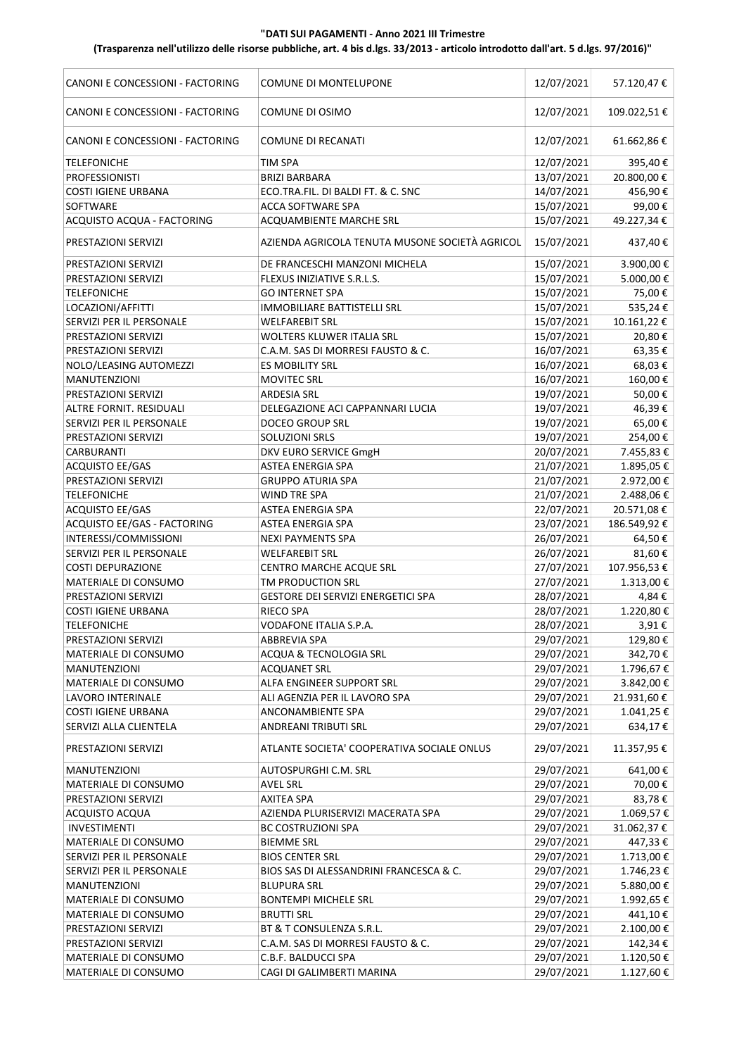**"DATI SUI PAGAMENTI - Anno 2021 III Trimestre**

**(Trasparenza nell'utilizzo delle risorse pubbliche, art. 4 bis d.lgs. 33/2013 - articolo introdotto dall'art. 5 d.lgs. 97/2016)"**

| | | | |
|---|---|---|---|
| CANONI E CONCESSIONI - FACTORING | COMUNE DI MONTELUPONE | 12/07/2021 | 57.120,47 € |
| CANONI E CONCESSIONI - FACTORING | COMUNE DI OSIMO | 12/07/2021 | 109.022,51 € |
| CANONI E CONCESSIONI - FACTORING | COMUNE DI RECANATI | 12/07/2021 | 61.662,86 € |
| TELEFONICHE | TIM SPA | 12/07/2021 | 395,40 € |
| PROFESSIONISTI | BRIZI BARBARA | 13/07/2021 | 20.800,00 € |
| COSTI IGIENE URBANA | ECO.TRA.FIL. DI BALDI FT. & C. SNC | 14/07/2021 | 456,90 € |
| SOFTWARE | ACCA SOFTWARE SPA | 15/07/2021 | 99,00 € |
| ACQUISTO ACQUA - FACTORING | ACQUAMBIENTE MARCHE SRL | 15/07/2021 | 49.227,34 € |
| PRESTAZIONI SERVIZI | AZIENDA AGRICOLA TENUTA MUSONE SOCIETÀ AGRICOL | 15/07/2021 | 437,40 € |
| PRESTAZIONI SERVIZI | DE FRANCESCHI MANZONI MICHELA | 15/07/2021 | 3.900,00 € |
| PRESTAZIONI SERVIZI | FLEXUS INIZIATIVE S.R.L.S. | 15/07/2021 | 5.000,00 € |
| TELEFONICHE | GO INTERNET SPA | 15/07/2021 | 75,00 € |
| LOCAZIONI/AFFITTI | IMMOBILIARE BATTISTELLI SRL | 15/07/2021 | 535,24 € |
| SERVIZI PER IL PERSONALE | WELFAREBIT SRL | 15/07/2021 | 10.161,22 € |
| PRESTAZIONI SERVIZI | WOLTERS KLUWER ITALIA SRL | 15/07/2021 | 20,80 € |
| PRESTAZIONI SERVIZI | C.A.M. SAS DI MORRESI FAUSTO & C. | 16/07/2021 | 63,35 € |
| NOLO/LEASING AUTOMEZZI | ES MOBILITY SRL | 16/07/2021 | 68,03 € |
| MANUTENZIONI | MOVITEC SRL | 16/07/2021 | 160,00 € |
| PRESTAZIONI SERVIZI | ARDESIA SRL | 19/07/2021 | 50,00 € |
| ALTRE FORNIT. RESIDUALI | DELEGAZIONE ACI CAPPANNARI LUCIA | 19/07/2021 | 46,39 € |
| SERVIZI PER IL PERSONALE | DOCEO GROUP SRL | 19/07/2021 | 65,00 € |
| PRESTAZIONI SERVIZI | SOLUZIONI SRLS | 19/07/2021 | 254,00 € |
| CARBURANTI | DKV EURO SERVICE GmgH | 20/07/2021 | 7.455,83 € |
| ACQUISTO EE/GAS | ASTEA ENERGIA SPA | 21/07/2021 | 1.895,05 € |
| PRESTAZIONI SERVIZI | GRUPPO ATURIA SPA | 21/07/2021 | 2.972,00 € |
| TELEFONICHE | WIND TRE SPA | 21/07/2021 | 2.488,06 € |
| ACQUISTO EE/GAS | ASTEA ENERGIA SPA | 22/07/2021 | 20.571,08 € |
| ACQUISTO EE/GAS - FACTORING | ASTEA ENERGIA SPA | 23/07/2021 | 186.549,92 € |
| INTERESSI/COMMISSIONI | NEXI PAYMENTS SPA | 26/07/2021 | 64,50 € |
| SERVIZI PER IL PERSONALE | WELFAREBIT SRL | 26/07/2021 | 81,60 € |
| COSTI DEPURAZIONE | CENTRO MARCHE ACQUE SRL | 27/07/2021 | 107.956,53 € |
| MATERIALE DI CONSUMO | TM PRODUCTION SRL | 27/07/2021 | 1.313,00 € |
| PRESTAZIONI SERVIZI | GESTORE DEI SERVIZI ENERGETICI SPA | 28/07/2021 | 4,84 € |
| COSTI IGIENE URBANA | RIECO SPA | 28/07/2021 | 1.220,80 € |
| TELEFONICHE | VODAFONE ITALIA S.P.A. | 28/07/2021 | 3,91 € |
| PRESTAZIONI SERVIZI | ABBREVIA SPA | 29/07/2021 | 129,80 € |
| MATERIALE DI CONSUMO | ACQUA & TECNOLOGIA SRL | 29/07/2021 | 342,70 € |
| MANUTENZIONI | ACQUANET SRL | 29/07/2021 | 1.796,67 € |
| MATERIALE DI CONSUMO | ALFA ENGINEER SUPPORT SRL | 29/07/2021 | 3.842,00 € |
| LAVORO INTERINALE | ALI AGENZIA PER IL LAVORO SPA | 29/07/2021 | 21.931,60 € |
| COSTI IGIENE URBANA | ANCONAMBIENTE SPA | 29/07/2021 | 1.041,25 € |
| SERVIZI ALLA CLIENTELA | ANDREANI TRIBUTI SRL | 29/07/2021 | 634,17 € |
| PRESTAZIONI SERVIZI | ATLANTE SOCIETA' COOPERATIVA SOCIALE ONLUS | 29/07/2021 | 11.357,95 € |
| MANUTENZIONI | AUTOSPURGHI C.M. SRL | 29/07/2021 | 641,00 € |
| MATERIALE DI CONSUMO | AVEL SRL | 29/07/2021 | 70,00 € |
| PRESTAZIONI SERVIZI | AXITEA SPA | 29/07/2021 | 83,78 € |
| ACQUISTO ACQUA | AZIENDA PLURISERVIZI MACERATA SPA | 29/07/2021 | 1.069,57 € |
| INVESTIMENTI | BC COSTRUZIONI SPA | 29/07/2021 | 31.062,37 € |
| MATERIALE DI CONSUMO | BIEMME SRL | 29/07/2021 | 447,33 € |
| SERVIZI PER IL PERSONALE | BIOS CENTER SRL | 29/07/2021 | 1.713,00 € |
| SERVIZI PER IL PERSONALE | BIOS SAS DI ALESSANDRINI FRANCESCA & C. | 29/07/2021 | 1.746,23 € |
| MANUTENZIONI | BLUPURA SRL | 29/07/2021 | 5.880,00 € |
| MATERIALE DI CONSUMO | BONTEMPI MICHELE SRL | 29/07/2021 | 1.992,65 € |
| MATERIALE DI CONSUMO | BRUTTI SRL | 29/07/2021 | 441,10 € |
| PRESTAZIONI SERVIZI | BT & T CONSULENZA S.R.L. | 29/07/2021 | 2.100,00 € |
| PRESTAZIONI SERVIZI | C.A.M. SAS DI MORRESI FAUSTO & C. | 29/07/2021 | 142,34 € |
| MATERIALE DI CONSUMO | C.B.F. BALDUCCI SPA | 29/07/2021 | 1.120,50 € |
| MATERIALE DI CONSUMO | CAGI DI GALIMBERTI MARINA | 29/07/2021 | 1.127,60 € |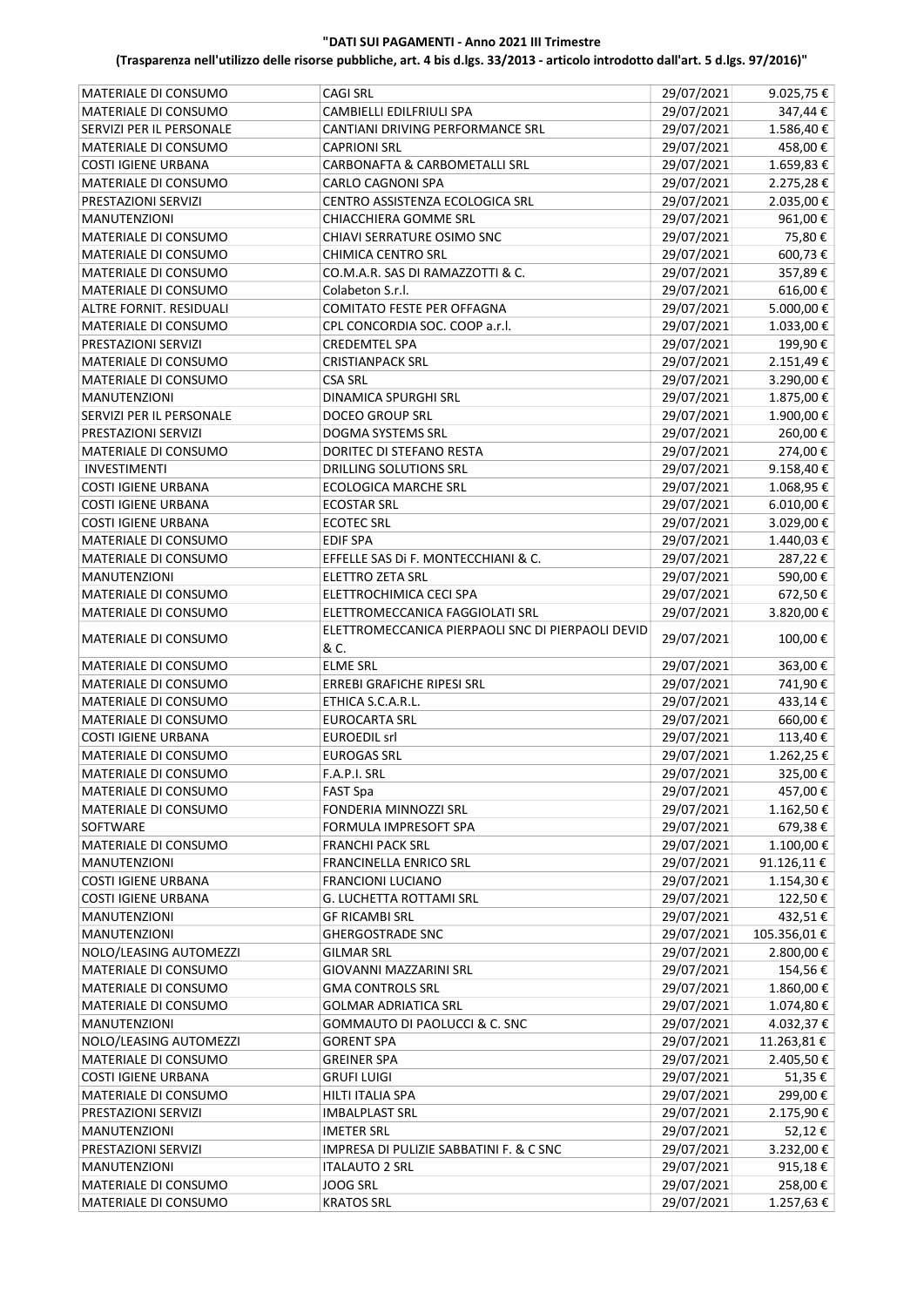**"DATI SUI PAGAMENTI - Anno 2021 III Trimestre**

**(Trasparenza nell'utilizzo delle risorse pubbliche, art. 4 bis d.lgs. 33/2013 - articolo introdotto dall'art. 5 d.lgs. 97/2016)"**

| | | | |
|---|---|---|---|
| MATERIALE DI CONSUMO | CAGI SRL | 29/07/2021 | 9.025,75 € |
| MATERIALE DI CONSUMO | CAMBIELLI EDILFRIULI SPA | 29/07/2021 | 347,44 € |
| SERVIZI PER IL PERSONALE | CANTIANI DRIVING PERFORMANCE SRL | 29/07/2021 | 1.586,40 € |
| MATERIALE DI CONSUMO | CAPRIONI SRL | 29/07/2021 | 458,00 € |
| COSTI IGIENE URBANA | CARBONAFTA & CARBOMETALLI SRL | 29/07/2021 | 1.659,83 € |
| MATERIALE DI CONSUMO | CARLO CAGNONI SPA | 29/07/2021 | 2.275,28 € |
| PRESTAZIONI SERVIZI | CENTRO ASSISTENZA ECOLOGICA SRL | 29/07/2021 | 2.035,00 € |
| MANUTENZIONI | CHIACCHIERA GOMME SRL | 29/07/2021 | 961,00 € |
| MATERIALE DI CONSUMO | CHIAVI SERRATURE OSIMO SNC | 29/07/2021 | 75,80 € |
| MATERIALE DI CONSUMO | CHIMICA CENTRO SRL | 29/07/2021 | 600,73 € |
| MATERIALE DI CONSUMO | CO.M.A.R. SAS DI RAMAZZOTTI & C. | 29/07/2021 | 357,89 € |
| MATERIALE DI CONSUMO | Colabeton S.r.l. | 29/07/2021 | 616,00 € |
| ALTRE FORNIT. RESIDUALI | COMITATO FESTE PER OFFAGNA | 29/07/2021 | 5.000,00 € |
| MATERIALE DI CONSUMO | CPL CONCORDIA SOC. COOP a.r.l. | 29/07/2021 | 1.033,00 € |
| PRESTAZIONI SERVIZI | CREDEMTEL SPA | 29/07/2021 | 199,90 € |
| MATERIALE DI CONSUMO | CRISTIANPACK SRL | 29/07/2021 | 2.151,49 € |
| MATERIALE DI CONSUMO | CSA SRL | 29/07/2021 | 3.290,00 € |
| MANUTENZIONI | DINAMICA SPURGHI SRL | 29/07/2021 | 1.875,00 € |
| SERVIZI PER IL PERSONALE | DOCEO GROUP SRL | 29/07/2021 | 1.900,00 € |
| PRESTAZIONI SERVIZI | DOGMA SYSTEMS SRL | 29/07/2021 | 260,00 € |
| MATERIALE DI CONSUMO | DORITEC DI STEFANO RESTA | 29/07/2021 | 274,00 € |
| INVESTIMENTI | DRILLING SOLUTIONS SRL | 29/07/2021 | 9.158,40 € |
| COSTI IGIENE URBANA | ECOLOGICA MARCHE SRL | 29/07/2021 | 1.068,95 € |
| COSTI IGIENE URBANA | ECOSTAR SRL | 29/07/2021 | 6.010,00 € |
| COSTI IGIENE URBANA | ECOTEC SRL | 29/07/2021 | 3.029,00 € |
| MATERIALE DI CONSUMO | EDIF SPA | 29/07/2021 | 1.440,03 € |
| MATERIALE DI CONSUMO | EFFELLE SAS Di F. MONTECCHIANI & C. | 29/07/2021 | 287,22 € |
| MANUTENZIONI | ELETTRO ZETA SRL | 29/07/2021 | 590,00 € |
| MATERIALE DI CONSUMO | ELETTROCHIMICA CECI SPA | 29/07/2021 | 672,50 € |
| MATERIALE DI CONSUMO | ELETTROMECCANICA FAGGIOLATI SRL | 29/07/2021 | 3.820,00 € |
| MATERIALE DI CONSUMO | ELETTROMECCANICA PIERPAOLI SNC DI PIERPAOLI DEVID & C. | 29/07/2021 | 100,00 € |
| MATERIALE DI CONSUMO | ELME SRL | 29/07/2021 | 363,00 € |
| MATERIALE DI CONSUMO | ERREBI GRAFICHE RIPESI SRL | 29/07/2021 | 741,90 € |
| MATERIALE DI CONSUMO | ETHICA S.C.A.R.L. | 29/07/2021 | 433,14 € |
| MATERIALE DI CONSUMO | EUROCARTA SRL | 29/07/2021 | 660,00 € |
| COSTI IGIENE URBANA | EUROEDIL srl | 29/07/2021 | 113,40 € |
| MATERIALE DI CONSUMO | EUROGAS SRL | 29/07/2021 | 1.262,25 € |
| MATERIALE DI CONSUMO | F.A.P.I. SRL | 29/07/2021 | 325,00 € |
| MATERIALE DI CONSUMO | FAST Spa | 29/07/2021 | 457,00 € |
| MATERIALE DI CONSUMO | FONDERIA MINNOZZI SRL | 29/07/2021 | 1.162,50 € |
| SOFTWARE | FORMULA IMPRESOFT SPA | 29/07/2021 | 679,38 € |
| MATERIALE DI CONSUMO | FRANCHI PACK SRL | 29/07/2021 | 1.100,00 € |
| MANUTENZIONI | FRANCINELLA ENRICO SRL | 29/07/2021 | 91.126,11 € |
| COSTI IGIENE URBANA | FRANCIONI LUCIANO | 29/07/2021 | 1.154,30 € |
| COSTI IGIENE URBANA | G. LUCHETTA ROTTAMI SRL | 29/07/2021 | 122,50 € |
| MANUTENZIONI | GF RICAMBI SRL | 29/07/2021 | 432,51 € |
| MANUTENZIONI | GHERGOSTRADE SNC | 29/07/2021 | 105.356,01 € |
| NOLO/LEASING AUTOMEZZI | GILMAR SRL | 29/07/2021 | 2.800,00 € |
| MATERIALE DI CONSUMO | GIOVANNI MAZZARINI SRL | 29/07/2021 | 154,56 € |
| MATERIALE DI CONSUMO | GMA CONTROLS SRL | 29/07/2021 | 1.860,00 € |
| MATERIALE DI CONSUMO | GOLMAR ADRIATICA SRL | 29/07/2021 | 1.074,80 € |
| MANUTENZIONI | GOMMAUTO DI PAOLUCCI & C. SNC | 29/07/2021 | 4.032,37 € |
| NOLO/LEASING AUTOMEZZI | GORENT SPA | 29/07/2021 | 11.263,81 € |
| MATERIALE DI CONSUMO | GREINER SPA | 29/07/2021 | 2.405,50 € |
| COSTI IGIENE URBANA | GRUFI LUIGI | 29/07/2021 | 51,35 € |
| MATERIALE DI CONSUMO | HILTI ITALIA SPA | 29/07/2021 | 299,00 € |
| PRESTAZIONI SERVIZI | IMBALPLAST SRL | 29/07/2021 | 2.175,90 € |
| MANUTENZIONI | IMETER SRL | 29/07/2021 | 52,12 € |
| PRESTAZIONI SERVIZI | IMPRESA DI PULIZIE SABBATINI F. & C SNC | 29/07/2021 | 3.232,00 € |
| MANUTENZIONI | ITALAUTO 2 SRL | 29/07/2021 | 915,18 € |
| MATERIALE DI CONSUMO | JOOG SRL | 29/07/2021 | 258,00 € |
| MATERIALE DI CONSUMO | KRATOS SRL | 29/07/2021 | 1.257,63 € |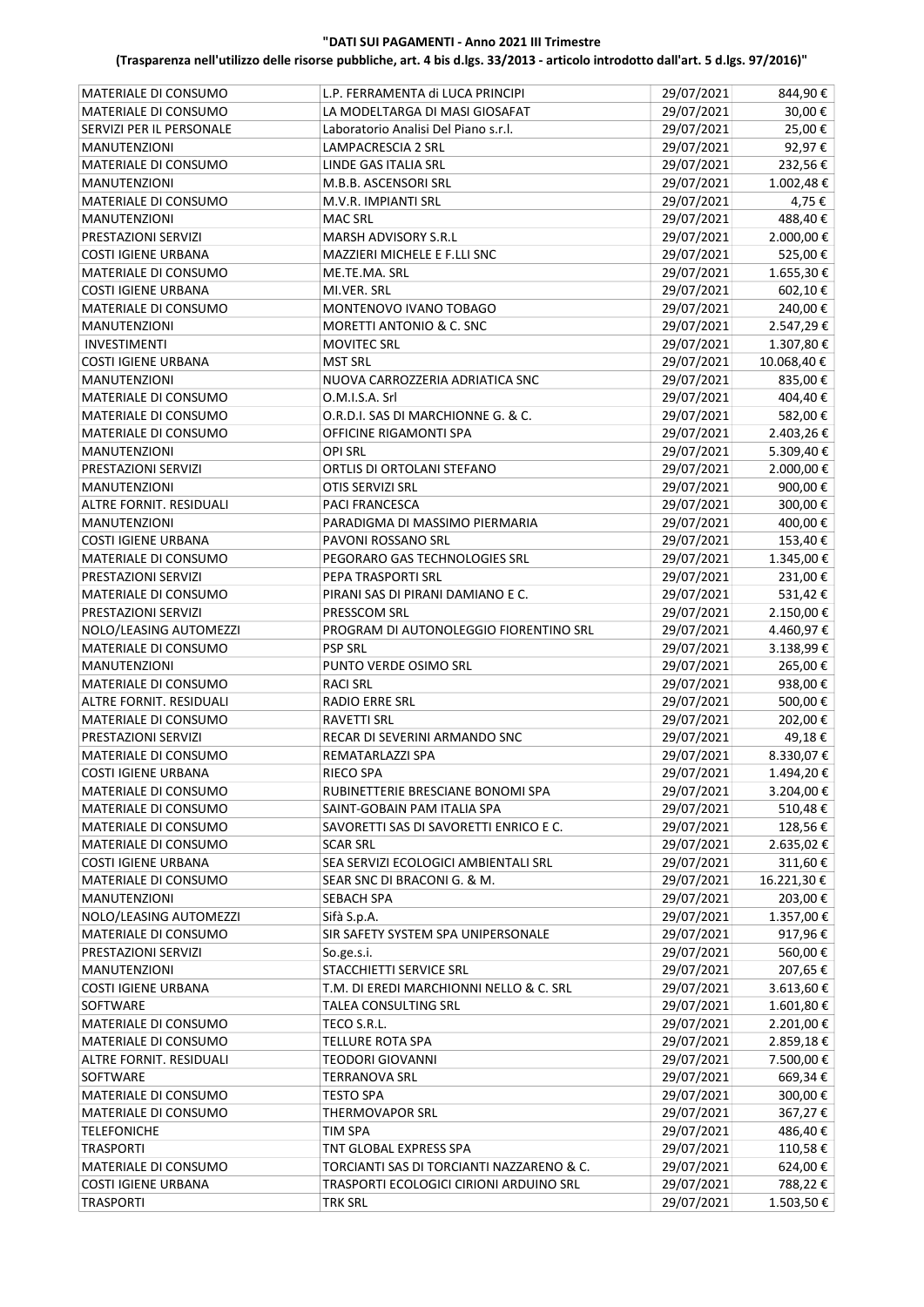**"DATI SUI PAGAMENTI - Anno 2021 III Trimestre**

**(Trasparenza nell'utilizzo delle risorse pubbliche, art. 4 bis d.lgs. 33/2013 - articolo introdotto dall'art. 5 d.lgs. 97/2016)"**

| | | | |
|---|---|---|---|
| MATERIALE DI CONSUMO | L.P. FERRAMENTA di LUCA PRINCIPI | 29/07/2021 | 844,90 € |
| MATERIALE DI CONSUMO | LA MODELTARGA DI MASI GIOSAFAT | 29/07/2021 | 30,00 € |
| SERVIZI PER IL PERSONALE | Laboratorio Analisi Del Piano s.r.l. | 29/07/2021 | 25,00 € |
| MANUTENZIONI | LAMPACRESCIA 2 SRL | 29/07/2021 | 92,97 € |
| MATERIALE DI CONSUMO | LINDE GAS ITALIA SRL | 29/07/2021 | 232,56 € |
| MANUTENZIONI | M.B.B. ASCENSORI SRL | 29/07/2021 | 1.002,48 € |
| MATERIALE DI CONSUMO | M.V.R. IMPIANTI SRL | 29/07/2021 | 4,75 € |
| MANUTENZIONI | MAC SRL | 29/07/2021 | 488,40 € |
| PRESTAZIONI SERVIZI | MARSH ADVISORY S.R.L | 29/07/2021 | 2.000,00 € |
| COSTI IGIENE URBANA | MAZZIERI MICHELE E F.LLI SNC | 29/07/2021 | 525,00 € |
| MATERIALE DI CONSUMO | ME.TE.MA. SRL | 29/07/2021 | 1.655,30 € |
| COSTI IGIENE URBANA | MI.VER. SRL | 29/07/2021 | 602,10 € |
| MATERIALE DI CONSUMO | MONTENOVO IVANO TOBAGO | 29/07/2021 | 240,00 € |
| MANUTENZIONI | MORETTI ANTONIO & C. SNC | 29/07/2021 | 2.547,29 € |
| INVESTIMENTI | MOVITEC SRL | 29/07/2021 | 1.307,80 € |
| COSTI IGIENE URBANA | MST SRL | 29/07/2021 | 10.068,40 € |
| MANUTENZIONI | NUOVA CARROZZERIA ADRIATICA SNC | 29/07/2021 | 835,00 € |
| MATERIALE DI CONSUMO | O.M.I.S.A. Srl | 29/07/2021 | 404,40 € |
| MATERIALE DI CONSUMO | O.R.D.I. SAS DI MARCHIONNE G. & C. | 29/07/2021 | 582,00 € |
| MATERIALE DI CONSUMO | OFFICINE RIGAMONTI SPA | 29/07/2021 | 2.403,26 € |
| MANUTENZIONI | OPI SRL | 29/07/2021 | 5.309,40 € |
| PRESTAZIONI SERVIZI | ORTLIS DI ORTOLANI STEFANO | 29/07/2021 | 2.000,00 € |
| MANUTENZIONI | OTIS SERVIZI SRL | 29/07/2021 | 900,00 € |
| ALTRE FORNIT. RESIDUALI | PACI FRANCESCA | 29/07/2021 | 300,00 € |
| MANUTENZIONI | PARADIGMA DI MASSIMO PIERMARIA | 29/07/2021 | 400,00 € |
| COSTI IGIENE URBANA | PAVONI ROSSANO SRL | 29/07/2021 | 153,40 € |
| MATERIALE DI CONSUMO | PEGORARO GAS TECHNOLOGIES SRL | 29/07/2021 | 1.345,00 € |
| PRESTAZIONI SERVIZI | PEPA TRASPORTI SRL | 29/07/2021 | 231,00 € |
| MATERIALE DI CONSUMO | PIRANI SAS DI PIRANI DAMIANO E C. | 29/07/2021 | 531,42 € |
| PRESTAZIONI SERVIZI | PRESSCOM SRL | 29/07/2021 | 2.150,00 € |
| NOLO/LEASING AUTOMEZZI | PROGRAM DI AUTONOLEGGIO FIORENTINO SRL | 29/07/2021 | 4.460,97 € |
| MATERIALE DI CONSUMO | PSP SRL | 29/07/2021 | 3.138,99 € |
| MANUTENZIONI | PUNTO VERDE OSIMO SRL | 29/07/2021 | 265,00 € |
| MATERIALE DI CONSUMO | RACI SRL | 29/07/2021 | 938,00 € |
| ALTRE FORNIT. RESIDUALI | RADIO ERRE SRL | 29/07/2021 | 500,00 € |
| MATERIALE DI CONSUMO | RAVETTI SRL | 29/07/2021 | 202,00 € |
| PRESTAZIONI SERVIZI | RECAR DI SEVERINI ARMANDO SNC | 29/07/2021 | 49,18 € |
| MATERIALE DI CONSUMO | REMATARLAZZI SPA | 29/07/2021 | 8.330,07 € |
| COSTI IGIENE URBANA | RIECO SPA | 29/07/2021 | 1.494,20 € |
| MATERIALE DI CONSUMO | RUBINETTERIE BRESCIANE BONOMI SPA | 29/07/2021 | 3.204,00 € |
| MATERIALE DI CONSUMO | SAINT-GOBAIN PAM ITALIA SPA | 29/07/2021 | 510,48 € |
| MATERIALE DI CONSUMO | SAVORETTI SAS DI SAVORETTI ENRICO E C. | 29/07/2021 | 128,56 € |
| MATERIALE DI CONSUMO | SCAR SRL | 29/07/2021 | 2.635,02 € |
| COSTI IGIENE URBANA | SEA SERVIZI ECOLOGICI AMBIENTALI SRL | 29/07/2021 | 311,60 € |
| MATERIALE DI CONSUMO | SEAR SNC DI BRACONI G. & M. | 29/07/2021 | 16.221,30 € |
| MANUTENZIONI | SEBACH SPA | 29/07/2021 | 203,00 € |
| NOLO/LEASING AUTOMEZZI | Sifà S.p.A. | 29/07/2021 | 1.357,00 € |
| MATERIALE DI CONSUMO | SIR SAFETY SYSTEM SPA UNIPERSONALE | 29/07/2021 | 917,96 € |
| PRESTAZIONI SERVIZI | So.ge.s.i. | 29/07/2021 | 560,00 € |
| MANUTENZIONI | STACCHIETTI SERVICE SRL | 29/07/2021 | 207,65 € |
| COSTI IGIENE URBANA | T.M. DI EREDI MARCHIONNI NELLO & C. SRL | 29/07/2021 | 3.613,60 € |
| SOFTWARE | TALEA CONSULTING SRL | 29/07/2021 | 1.601,80 € |
| MATERIALE DI CONSUMO | TECO S.R.L. | 29/07/2021 | 2.201,00 € |
| MATERIALE DI CONSUMO | TELLURE ROTA SPA | 29/07/2021 | 2.859,18 € |
| ALTRE FORNIT. RESIDUALI | TEODORI GIOVANNI | 29/07/2021 | 7.500,00 € |
| SOFTWARE | TERRANOVA SRL | 29/07/2021 | 669,34 € |
| MATERIALE DI CONSUMO | TESTO SPA | 29/07/2021 | 300,00 € |
| MATERIALE DI CONSUMO | THERMOVAPOR SRL | 29/07/2021 | 367,27 € |
| TELEFONICHE | TIM SPA | 29/07/2021 | 486,40 € |
| TRASPORTI | TNT GLOBAL EXPRESS SPA | 29/07/2021 | 110,58 € |
| MATERIALE DI CONSUMO | TORCIANTI SAS DI TORCIANTI NAZZARENO & C. | 29/07/2021 | 624,00 € |
| COSTI IGIENE URBANA | TRASPORTI ECOLOGICI CIRIONI ARDUINO SRL | 29/07/2021 | 788,22 € |
| TRASPORTI | TRK SRL | 29/07/2021 | 1.503,50 € |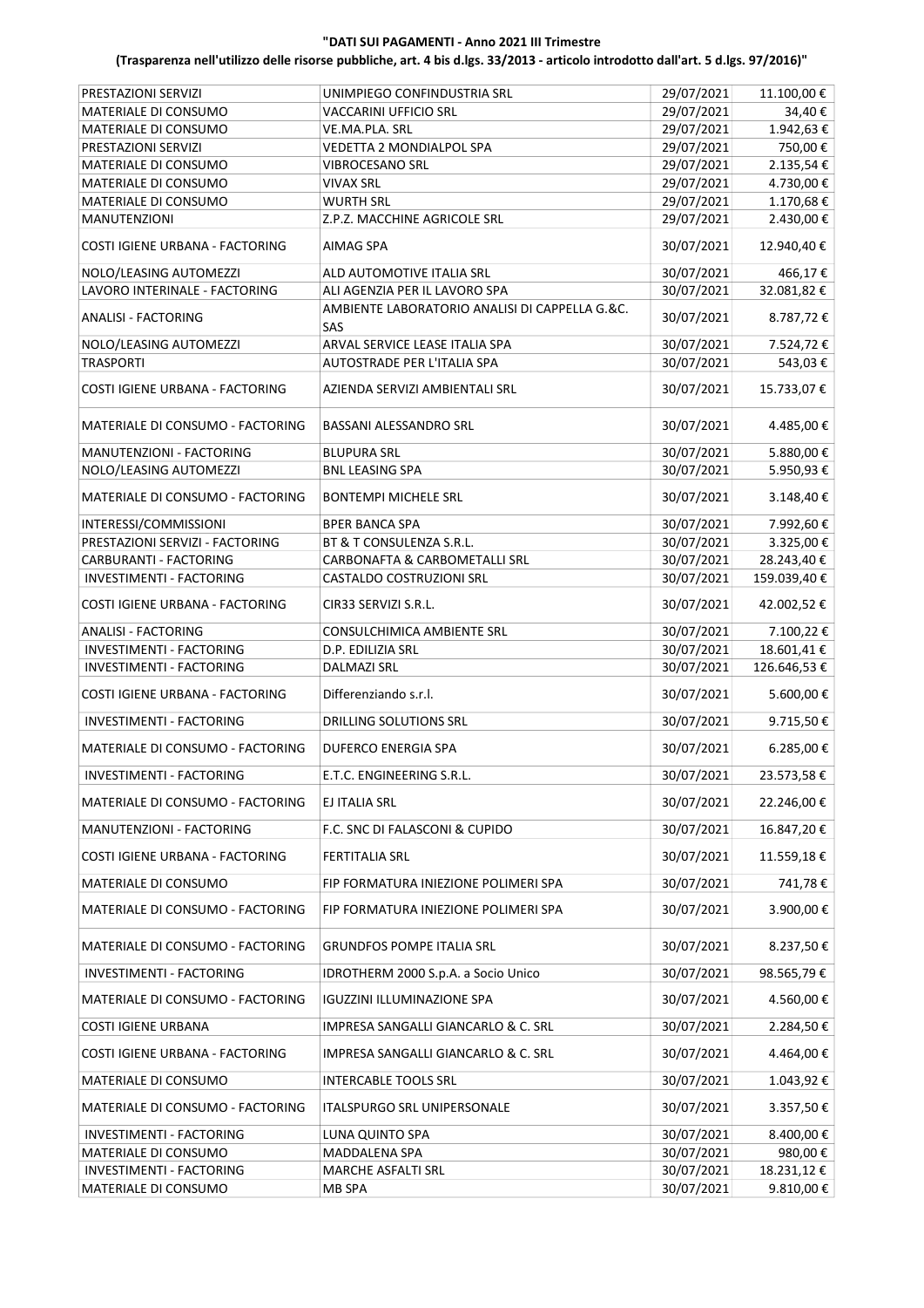**"DATI SUI PAGAMENTI - Anno 2021 III Trimestre**

**(Trasparenza nell'utilizzo delle risorse pubbliche, art. 4 bis d.lgs. 33/2013 - articolo introdotto dall'art. 5 d.lgs. 97/2016)"**

| | | | |
|---|---|---|---|
| PRESTAZIONI SERVIZI | UNIMPIEGO CONFINDUSTRIA SRL | 29/07/2021 | 11.100,00 € |
| MATERIALE DI CONSUMO | VACCARINI UFFICIO SRL | 29/07/2021 | 34,40 € |
| MATERIALE DI CONSUMO | VE.MA.PLA. SRL | 29/07/2021 | 1.942,63 € |
| PRESTAZIONI SERVIZI | VEDETTA 2 MONDIALPOL SPA | 29/07/2021 | 750,00 € |
| MATERIALE DI CONSUMO | VIBROCESANO SRL | 29/07/2021 | 2.135,54 € |
| MATERIALE DI CONSUMO | VIVAX SRL | 29/07/2021 | 4.730,00 € |
| MATERIALE DI CONSUMO | WURTH SRL | 29/07/2021 | 1.170,68 € |
| MANUTENZIONI | Z.P.Z. MACCHINE AGRICOLE SRL | 29/07/2021 | 2.430,00 € |
| COSTI IGIENE URBANA - FACTORING | AIMAG SPA | 30/07/2021 | 12.940,40 € |
| NOLO/LEASING AUTOMEZZI | ALD AUTOMOTIVE ITALIA SRL | 30/07/2021 | 466,17 € |
| LAVORO INTERINALE - FACTORING | ALI AGENZIA PER IL LAVORO SPA | 30/07/2021 | 32.081,82 € |
| ANALISI - FACTORING | AMBIENTE LABORATORIO ANALISI DI CAPPELLA G.&C. SAS | 30/07/2021 | 8.787,72 € |
| NOLO/LEASING AUTOMEZZI | ARVAL SERVICE LEASE ITALIA SPA | 30/07/2021 | 7.524,72 € |
| TRASPORTI | AUTOSTRADE PER L'ITALIA SPA | 30/07/2021 | 543,03 € |
| COSTI IGIENE URBANA - FACTORING | AZIENDA SERVIZI AMBIENTALI SRL | 30/07/2021 | 15.733,07 € |
| MATERIALE DI CONSUMO - FACTORING | BASSANI ALESSANDRO SRL | 30/07/2021 | 4.485,00 € |
| MANUTENZIONI - FACTORING | BLUPURA SRL | 30/07/2021 | 5.880,00 € |
| NOLO/LEASING AUTOMEZZI | BNL LEASING SPA | 30/07/2021 | 5.950,93 € |
| MATERIALE DI CONSUMO - FACTORING | BONTEMPI MICHELE SRL | 30/07/2021 | 3.148,40 € |
| INTERESSI/COMMISSIONI | BPER BANCA SPA | 30/07/2021 | 7.992,60 € |
| PRESTAZIONI SERVIZI - FACTORING | BT & T CONSULENZA S.R.L. | 30/07/2021 | 3.325,00 € |
| CARBURANTI - FACTORING | CARBONAFTA & CARBOMETALLI SRL | 30/07/2021 | 28.243,40 € |
| INVESTIMENTI - FACTORING | CASTALDO COSTRUZIONI SRL | 30/07/2021 | 159.039,40 € |
| COSTI IGIENE URBANA - FACTORING | CIR33 SERVIZI S.R.L. | 30/07/2021 | 42.002,52 € |
| ANALISI - FACTORING | CONSULCHIMICA AMBIENTE SRL | 30/07/2021 | 7.100,22 € |
| INVESTIMENTI - FACTORING | D.P. EDILIZIA SRL | 30/07/2021 | 18.601,41 € |
| INVESTIMENTI - FACTORING | DALMAZI SRL | 30/07/2021 | 126.646,53 € |
| COSTI IGIENE URBANA - FACTORING | Differenziando s.r.l. | 30/07/2021 | 5.600,00 € |
| INVESTIMENTI - FACTORING | DRILLING SOLUTIONS SRL | 30/07/2021 | 9.715,50 € |
| MATERIALE DI CONSUMO - FACTORING | DUFERCO ENERGIA SPA | 30/07/2021 | 6.285,00 € |
| INVESTIMENTI - FACTORING | E.T.C. ENGINEERING S.R.L. | 30/07/2021 | 23.573,58 € |
| MATERIALE DI CONSUMO - FACTORING | EJ ITALIA SRL | 30/07/2021 | 22.246,00 € |
| MANUTENZIONI - FACTORING | F.C. SNC DI FALASCONI & CUPIDO | 30/07/2021 | 16.847,20 € |
| COSTI IGIENE URBANA - FACTORING | FERTITALIA SRL | 30/07/2021 | 11.559,18 € |
| MATERIALE DI CONSUMO | FIP FORMATURA INIEZIONE POLIMERI SPA | 30/07/2021 | 741,78 € |
| MATERIALE DI CONSUMO - FACTORING | FIP FORMATURA INIEZIONE POLIMERI SPA | 30/07/2021 | 3.900,00 € |
| MATERIALE DI CONSUMO - FACTORING | GRUNDFOS POMPE ITALIA SRL | 30/07/2021 | 8.237,50 € |
| INVESTIMENTI - FACTORING | IDROTHERM 2000 S.p.A. a Socio Unico | 30/07/2021 | 98.565,79 € |
| MATERIALE DI CONSUMO - FACTORING | IGUZZINI ILLUMINAZIONE SPA | 30/07/2021 | 4.560,00 € |
| COSTI IGIENE URBANA | IMPRESA SANGALLI GIANCARLO & C. SRL | 30/07/2021 | 2.284,50 € |
| COSTI IGIENE URBANA - FACTORING | IMPRESA SANGALLI GIANCARLO & C. SRL | 30/07/2021 | 4.464,00 € |
| MATERIALE DI CONSUMO | INTERCABLE TOOLS SRL | 30/07/2021 | 1.043,92 € |
| MATERIALE DI CONSUMO - FACTORING | ITALSPURGO SRL UNIPERSONALE | 30/07/2021 | 3.357,50 € |
| INVESTIMENTI - FACTORING | LUNA QUINTO SPA | 30/07/2021 | 8.400,00 € |
| MATERIALE DI CONSUMO | MADDALENA SPA | 30/07/2021 | 980,00 € |
| INVESTIMENTI - FACTORING | MARCHE ASFALTI SRL | 30/07/2021 | 18.231,12 € |
| MATERIALE DI CONSUMO | MB SPA | 30/07/2021 | 9.810,00 € |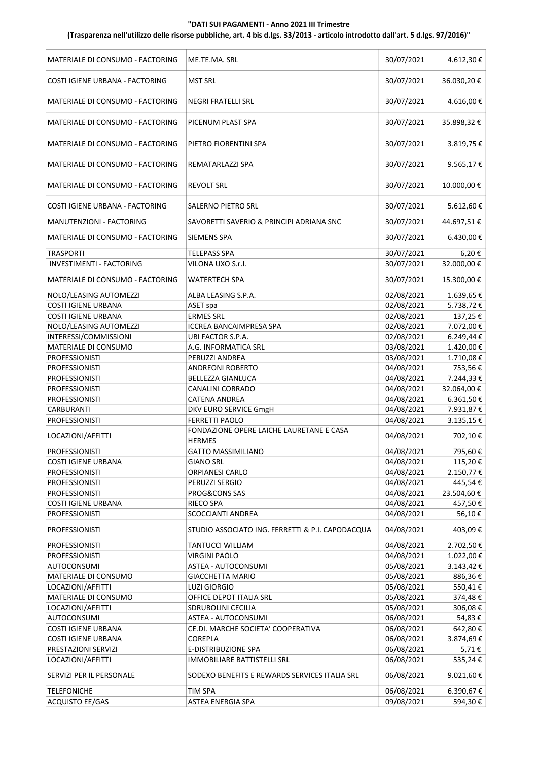**"DATI SUI PAGAMENTI - Anno 2021 III Trimestre**

**(Trasparenza nell'utilizzo delle risorse pubbliche, art. 4 bis d.lgs. 33/2013 - articolo introdotto dall'art. 5 d.lgs. 97/2016)"**

| | | | |
|---|---|---|---|
| MATERIALE DI CONSUMO - FACTORING | ME.TE.MA. SRL | 30/07/2021 | 4.612,30 € |
| COSTI IGIENE URBANA - FACTORING | MST SRL | 30/07/2021 | 36.030,20 € |
| MATERIALE DI CONSUMO - FACTORING | NEGRI FRATELLI SRL | 30/07/2021 | 4.616,00 € |
| MATERIALE DI CONSUMO - FACTORING | PICENUM PLAST SPA | 30/07/2021 | 35.898,32 € |
| MATERIALE DI CONSUMO - FACTORING | PIETRO FIORENTINI SPA | 30/07/2021 | 3.819,75 € |
| MATERIALE DI CONSUMO - FACTORING | REMATARLAZZI SPA | 30/07/2021 | 9.565,17 € |
| MATERIALE DI CONSUMO - FACTORING | REVOLT SRL | 30/07/2021 | 10.000,00 € |
| COSTI IGIENE URBANA - FACTORING | SALERNO PIETRO SRL | 30/07/2021 | 5.612,60 € |
| MANUTENZIONI - FACTORING | SAVORETTI SAVERIO & PRINCIPI ADRIANA SNC | 30/07/2021 | 44.697,51 € |
| MATERIALE DI CONSUMO - FACTORING | SIEMENS SPA | 30/07/2021 | 6.430,00 € |
| TRASPORTI | TELEPASS SPA | 30/07/2021 | 6,20 € |
| INVESTIMENTI - FACTORING | VILONA UXO S.r.l. | 30/07/2021 | 32.000,00 € |
| MATERIALE DI CONSUMO - FACTORING | WATERTECH SPA | 30/07/2021 | 15.300,00 € |
| NOLO/LEASING AUTOMEZZI | ALBA LEASING S.P.A. | 02/08/2021 | 1.639,65 € |
| COSTI IGIENE URBANA | ASET spa | 02/08/2021 | 5.738,72 € |
| COSTI IGIENE URBANA | ERMES SRL | 02/08/2021 | 137,25 € |
| NOLO/LEASING AUTOMEZZI | ICCREA BANCAIMPRESA SPA | 02/08/2021 | 7.072,00 € |
| INTERESSI/COMMISSIONI | UBI FACTOR S.P.A. | 02/08/2021 | 6.249,44 € |
| MATERIALE DI CONSUMO | A.G. INFORMATICA SRL | 03/08/2021 | 1.420,00 € |
| PROFESSIONISTI | PERUZZI ANDREA | 03/08/2021 | 1.710,08 € |
| PROFESSIONISTI | ANDREONI ROBERTO | 04/08/2021 | 753,56 € |
| PROFESSIONISTI | BELLEZZA GIANLUCA | 04/08/2021 | 7.244,33 € |
| PROFESSIONISTI | CANALINI CORRADO | 04/08/2021 | 32.064,00 € |
| PROFESSIONISTI | CATENA ANDREA | 04/08/2021 | 6.361,50 € |
| CARBURANTI | DKV EURO SERVICE GmgH | 04/08/2021 | 7.931,87 € |
| PROFESSIONISTI | FERRETTI PAOLO | 04/08/2021 | 3.135,15 € |
| LOCAZIONI/AFFITTI | FONDAZIONE OPERE LAICHE LAURETANE E CASA HERMES | 04/08/2021 | 702,10 € |
| PROFESSIONISTI | GATTO MASSIMILIANO | 04/08/2021 | 795,60 € |
| COSTI IGIENE URBANA | GIANO SRL | 04/08/2021 | 115,20 € |
| PROFESSIONISTI | ORPIANESI CARLO | 04/08/2021 | 2.150,77 € |
| PROFESSIONISTI | PERUZZI SERGIO | 04/08/2021 | 445,54 € |
| PROFESSIONISTI | PROG&CONS SAS | 04/08/2021 | 23.504,60 € |
| COSTI IGIENE URBANA | RIECO SPA | 04/08/2021 | 457,50 € |
| PROFESSIONISTI | SCOCCIANTI ANDREA | 04/08/2021 | 56,10 € |
| PROFESSIONISTI | STUDIO ASSOCIATO ING. FERRETTI & P.I. CAPODACQUA | 04/08/2021 | 403,09 € |
| PROFESSIONISTI | TANTUCCI WILLIAM | 04/08/2021 | 2.702,50 € |
| PROFESSIONISTI | VIRGINI PAOLO | 04/08/2021 | 1.022,00 € |
| AUTOCONSUMI | ASTEA - AUTOCONSUMI | 05/08/2021 | 3.143,42 € |
| MATERIALE DI CONSUMO | GIACCHETTA MARIO | 05/08/2021 | 886,36 € |
| LOCAZIONI/AFFITTI | LUZI GIORGIO | 05/08/2021 | 550,41 € |
| MATERIALE DI CONSUMO | OFFICE DEPOT ITALIA SRL | 05/08/2021 | 374,48 € |
| LOCAZIONI/AFFITTI | SDRUBOLINI CECILIA | 05/08/2021 | 306,08 € |
| AUTOCONSUMI | ASTEA - AUTOCONSUMI | 06/08/2021 | 54,83 € |
| COSTI IGIENE URBANA | CE.DI. MARCHE SOCIETA' COOPERATIVA | 06/08/2021 | 642,80 € |
| COSTI IGIENE URBANA | COREPLA | 06/08/2021 | 3.874,69 € |
| PRESTAZIONI SERVIZI | E-DISTRIBUZIONE SPA | 06/08/2021 | 5,71 € |
| LOCAZIONI/AFFITTI | IMMOBILIARE BATTISTELLI SRL | 06/08/2021 | 535,24 € |
| SERVIZI PER IL PERSONALE | SODEXO BENEFITS E REWARDS SERVICES ITALIA SRL | 06/08/2021 | 9.021,60 € |
| TELEFONICHE | TIM SPA | 06/08/2021 | 6.390,67 € |
| ACQUISTO EE/GAS | ASTEA ENERGIA SPA | 09/08/2021 | 594,30 € |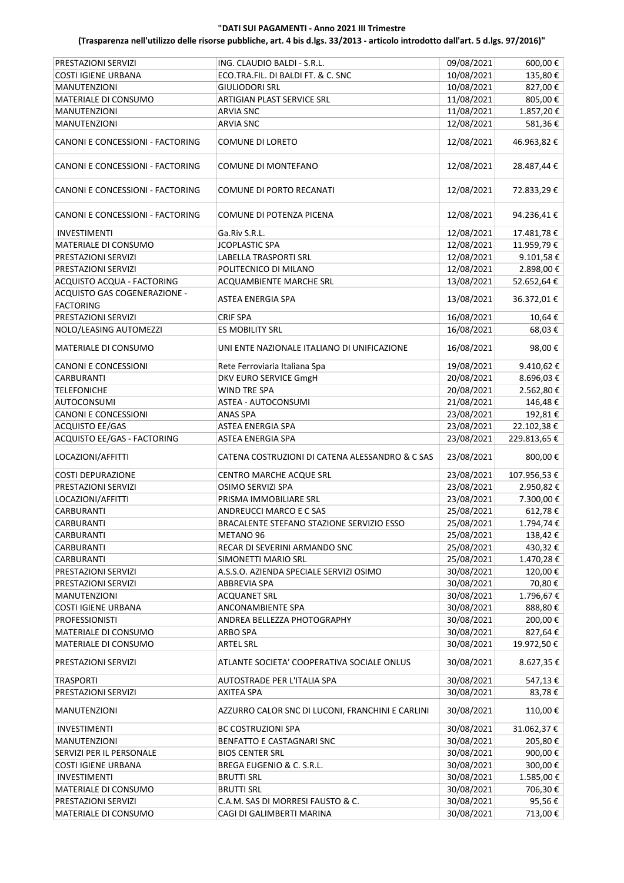**"DATI SUI PAGAMENTI - Anno 2021 III Trimestre**

**(Trasparenza nell'utilizzo delle risorse pubbliche, art. 4 bis d.lgs. 33/2013 - articolo introdotto dall'art. 5 d.lgs. 97/2016)"**

| | | | |
|---|---|---|---|
| PRESTAZIONI SERVIZI | ING. CLAUDIO BALDI - S.R.L. | 09/08/2021 | 600,00 € |
| COSTI IGIENE URBANA | ECO.TRA.FIL. DI BALDI FT. & C. SNC | 10/08/2021 | 135,80 € |
| MANUTENZIONI | GIULIODORI SRL | 10/08/2021 | 827,00 € |
| MATERIALE DI CONSUMO | ARTIGIAN PLAST SERVICE SRL | 11/08/2021 | 805,00 € |
| MANUTENZIONI | ARVIA SNC | 11/08/2021 | 1.857,20 € |
| MANUTENZIONI | ARVIA SNC | 12/08/2021 | 581,36 € |
| CANONI E CONCESSIONI - FACTORING | COMUNE DI LORETO | 12/08/2021 | 46.963,82 € |
| CANONI E CONCESSIONI - FACTORING | COMUNE DI MONTEFANO | 12/08/2021 | 28.487,44 € |
| CANONI E CONCESSIONI - FACTORING | COMUNE DI PORTO RECANATI | 12/08/2021 | 72.833,29 € |
| CANONI E CONCESSIONI - FACTORING | COMUNE DI POTENZA PICENA | 12/08/2021 | 94.236,41 € |
| INVESTIMENTI | Ga.Riv S.R.L. | 12/08/2021 | 17.481,78 € |
| MATERIALE DI CONSUMO | JCOPLASTIC SPA | 12/08/2021 | 11.959,79 € |
| PRESTAZIONI SERVIZI | LABELLA TRASPORTI SRL | 12/08/2021 | 9.101,58 € |
| PRESTAZIONI SERVIZI | POLITECNICO DI MILANO | 12/08/2021 | 2.898,00 € |
| ACQUISTO ACQUA - FACTORING | ACQUAMBIENTE MARCHE SRL | 13/08/2021 | 52.652,64 € |
| ACQUISTO GAS COGENERAZIONE - FACTORING | ASTEA ENERGIA SPA | 13/08/2021 | 36.372,01 € |
| PRESTAZIONI SERVIZI | CRIF SPA | 16/08/2021 | 10,64 € |
| NOLO/LEASING AUTOMEZZI | ES MOBILITY SRL | 16/08/2021 | 68,03 € |
| MATERIALE DI CONSUMO | UNI ENTE NAZIONALE ITALIANO DI UNIFICAZIONE | 16/08/2021 | 98,00 € |
| CANONI E CONCESSIONI | Rete Ferroviaria Italiana Spa | 19/08/2021 | 9.410,62 € |
| CARBURANTI | DKV EURO SERVICE GmgH | 20/08/2021 | 8.696,03 € |
| TELEFONICHE | WIND TRE SPA | 20/08/2021 | 2.562,80 € |
| AUTOCONSUMI | ASTEA - AUTOCONSUMI | 21/08/2021 | 146,48 € |
| CANONI E CONCESSIONI | ANAS SPA | 23/08/2021 | 192,81 € |
| ACQUISTO EE/GAS | ASTEA ENERGIA SPA | 23/08/2021 | 22.102,38 € |
| ACQUISTO EE/GAS - FACTORING | ASTEA ENERGIA SPA | 23/08/2021 | 229.813,65 € |
| LOCAZIONI/AFFITTI | CATENA COSTRUZIONI DI CATENA ALESSANDRO & C SAS | 23/08/2021 | 800,00 € |
| COSTI DEPURAZIONE | CENTRO MARCHE ACQUE SRL | 23/08/2021 | 107.956,53 € |
| PRESTAZIONI SERVIZI | OSIMO SERVIZI SPA | 23/08/2021 | 2.950,82 € |
| LOCAZIONI/AFFITTI | PRISMA IMMOBILIARE SRL | 23/08/2021 | 7.300,00 € |
| CARBURANTI | ANDREUCCI MARCO E C SAS | 25/08/2021 | 612,78 € |
| CARBURANTI | BRACALENTE STEFANO STAZIONE SERVIZIO ESSO | 25/08/2021 | 1.794,74 € |
| CARBURANTI | METANO 96 | 25/08/2021 | 138,42 € |
| CARBURANTI | RECAR DI SEVERINI ARMANDO SNC | 25/08/2021 | 430,32 € |
| CARBURANTI | SIMONETTI MARIO SRL | 25/08/2021 | 1.470,28 € |
| PRESTAZIONI SERVIZI | A.S.S.O. AZIENDA SPECIALE SERVIZI OSIMO | 30/08/2021 | 120,00 € |
| PRESTAZIONI SERVIZI | ABBREVIA SPA | 30/08/2021 | 70,80 € |
| MANUTENZIONI | ACQUANET SRL | 30/08/2021 | 1.796,67 € |
| COSTI IGIENE URBANA | ANCONAMBIENTE SPA | 30/08/2021 | 888,80 € |
| PROFESSIONISTI | ANDREA BELLEZZA PHOTOGRAPHY | 30/08/2021 | 200,00 € |
| MATERIALE DI CONSUMO | ARBO SPA | 30/08/2021 | 827,64 € |
| MATERIALE DI CONSUMO | ARTEL SRL | 30/08/2021 | 19.972,50 € |
| PRESTAZIONI SERVIZI | ATLANTE SOCIETA' COOPERATIVA SOCIALE ONLUS | 30/08/2021 | 8.627,35 € |
| TRASPORTI | AUTOSTRADE PER L'ITALIA SPA | 30/08/2021 | 547,13 € |
| PRESTAZIONI SERVIZI | AXITEA SPA | 30/08/2021 | 83,78 € |
| MANUTENZIONI | AZZURRO CALOR SNC DI LUCONI, FRANCHINI E CARLINI | 30/08/2021 | 110,00 € |
| INVESTIMENTI | BC COSTRUZIONI SPA | 30/08/2021 | 31.062,37 € |
| MANUTENZIONI | BENFATTO E CASTAGNARI SNC | 30/08/2021 | 205,80 € |
| SERVIZI PER IL PERSONALE | BIOS CENTER SRL | 30/08/2021 | 900,00 € |
| COSTI IGIENE URBANA | BREGA EUGENIO & C. S.R.L. | 30/08/2021 | 300,00 € |
| INVESTIMENTI | BRUTTI SRL | 30/08/2021 | 1.585,00 € |
| MATERIALE DI CONSUMO | BRUTTI SRL | 30/08/2021 | 706,30 € |
| PRESTAZIONI SERVIZI | C.A.M. SAS DI MORRESI FAUSTO & C. | 30/08/2021 | 95,56 € |
| MATERIALE DI CONSUMO | CAGI DI GALIMBERTI MARINA | 30/08/2021 | 713,00 € |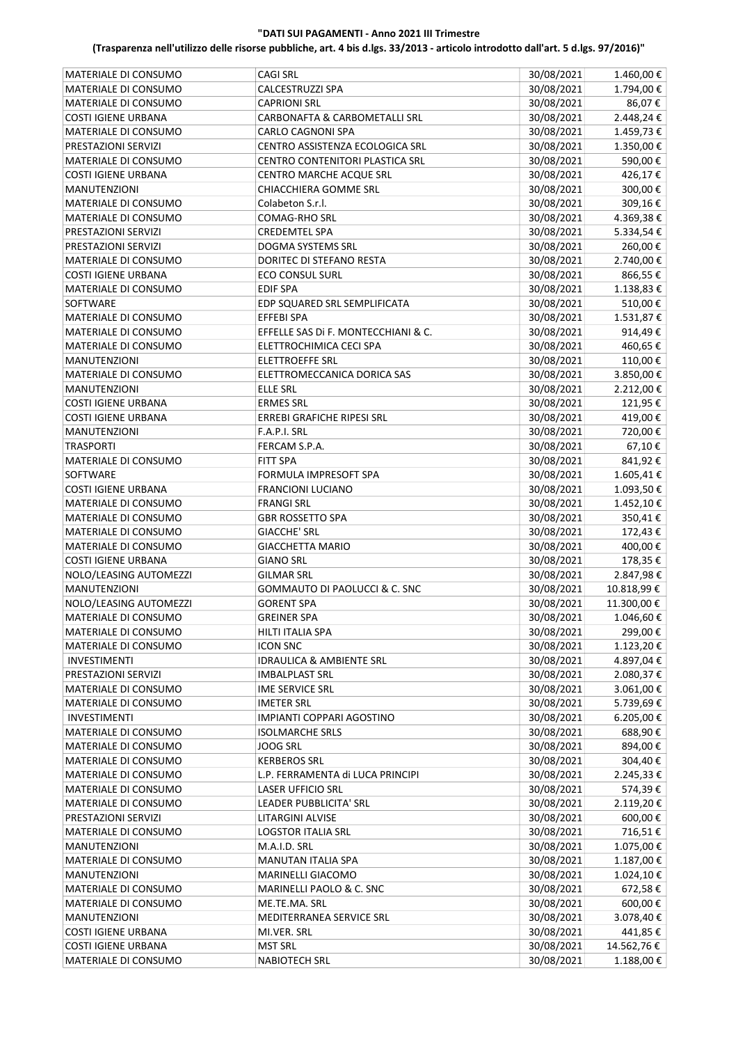**"DATI SUI PAGAMENTI - Anno 2021 III Trimestre**

**(Trasparenza nell'utilizzo delle risorse pubbliche, art. 4 bis d.lgs. 33/2013 - articolo introdotto dall'art. 5 d.lgs. 97/2016)"**

| | | | |
|---|---|---|---|
| MATERIALE DI CONSUMO | CAGI SRL | 30/08/2021 | 1.460,00 € |
| MATERIALE DI CONSUMO | CALCESTRUZZI SPA | 30/08/2021 | 1.794,00 € |
| MATERIALE DI CONSUMO | CAPRIONI SRL | 30/08/2021 | 86,07 € |
| COSTI IGIENE URBANA | CARBONAFTA & CARBOMETALLI SRL | 30/08/2021 | 2.448,24 € |
| MATERIALE DI CONSUMO | CARLO CAGNONI SPA | 30/08/2021 | 1.459,73 € |
| PRESTAZIONI SERVIZI | CENTRO ASSISTENZA ECOLOGICA SRL | 30/08/2021 | 1.350,00 € |
| MATERIALE DI CONSUMO | CENTRO CONTENITORI PLASTICA SRL | 30/08/2021 | 590,00 € |
| COSTI IGIENE URBANA | CENTRO MARCHE ACQUE SRL | 30/08/2021 | 426,17 € |
| MANUTENZIONI | CHIACCHIERA GOMME SRL | 30/08/2021 | 300,00 € |
| MATERIALE DI CONSUMO | Colabeton S.r.l. | 30/08/2021 | 309,16 € |
| MATERIALE DI CONSUMO | COMAG-RHO SRL | 30/08/2021 | 4.369,38 € |
| PRESTAZIONI SERVIZI | CREDEMTEL SPA | 30/08/2021 | 5.334,54 € |
| PRESTAZIONI SERVIZI | DOGMA SYSTEMS SRL | 30/08/2021 | 260,00 € |
| MATERIALE DI CONSUMO | DORITEC DI STEFANO RESTA | 30/08/2021 | 2.740,00 € |
| COSTI IGIENE URBANA | ECO CONSUL SURL | 30/08/2021 | 866,55 € |
| MATERIALE DI CONSUMO | EDIF SPA | 30/08/2021 | 1.138,83 € |
| SOFTWARE | EDP SQUARED SRL SEMPLIFICATA | 30/08/2021 | 510,00 € |
| MATERIALE DI CONSUMO | EFFEBI SPA | 30/08/2021 | 1.531,87 € |
| MATERIALE DI CONSUMO | EFFELLE SAS Di F. MONTECCHIANI & C. | 30/08/2021 | 914,49 € |
| MATERIALE DI CONSUMO | ELETTROCHIMICA CECI SPA | 30/08/2021 | 460,65 € |
| MANUTENZIONI | ELETTROEFFE SRL | 30/08/2021 | 110,00 € |
| MATERIALE DI CONSUMO | ELETTROMECCANICA DORICA SAS | 30/08/2021 | 3.850,00 € |
| MANUTENZIONI | ELLE SRL | 30/08/2021 | 2.212,00 € |
| COSTI IGIENE URBANA | ERMES SRL | 30/08/2021 | 121,95 € |
| COSTI IGIENE URBANA | ERREBI GRAFICHE RIPESI SRL | 30/08/2021 | 419,00 € |
| MANUTENZIONI | F.A.P.I. SRL | 30/08/2021 | 720,00 € |
| TRASPORTI | FERCAM S.P.A. | 30/08/2021 | 67,10 € |
| MATERIALE DI CONSUMO | FITT SPA | 30/08/2021 | 841,92 € |
| SOFTWARE | FORMULA IMPRESOFT SPA | 30/08/2021 | 1.605,41 € |
| COSTI IGIENE URBANA | FRANCIONI LUCIANO | 30/08/2021 | 1.093,50 € |
| MATERIALE DI CONSUMO | FRANGI SRL | 30/08/2021 | 1.452,10 € |
| MATERIALE DI CONSUMO | GBR ROSSETTO SPA | 30/08/2021 | 350,41 € |
| MATERIALE DI CONSUMO | GIACCHE' SRL | 30/08/2021 | 172,43 € |
| MATERIALE DI CONSUMO | GIACCHETTA MARIO | 30/08/2021 | 400,00 € |
| COSTI IGIENE URBANA | GIANO SRL | 30/08/2021 | 178,35 € |
| NOLO/LEASING AUTOMEZZI | GILMAR SRL | 30/08/2021 | 2.847,98 € |
| MANUTENZIONI | GOMMAUTO DI PAOLUCCI & C. SNC | 30/08/2021 | 10.818,99 € |
| NOLO/LEASING AUTOMEZZI | GORENT SPA | 30/08/2021 | 11.300,00 € |
| MATERIALE DI CONSUMO | GREINER SPA | 30/08/2021 | 1.046,60 € |
| MATERIALE DI CONSUMO | HILTI ITALIA SPA | 30/08/2021 | 299,00 € |
| MATERIALE DI CONSUMO | ICON SNC | 30/08/2021 | 1.123,20 € |
| INVESTIMENTI | IDRAULICA & AMBIENTE SRL | 30/08/2021 | 4.897,04 € |
| PRESTAZIONI SERVIZI | IMBALPLAST SRL | 30/08/2021 | 2.080,37 € |
| MATERIALE DI CONSUMO | IME SERVICE SRL | 30/08/2021 | 3.061,00 € |
| MATERIALE DI CONSUMO | IMETER SRL | 30/08/2021 | 5.739,69 € |
| INVESTIMENTI | IMPIANTI COPPARI AGOSTINO | 30/08/2021 | 6.205,00 € |
| MATERIALE DI CONSUMO | ISOLMARCHE SRLS | 30/08/2021 | 688,90 € |
| MATERIALE DI CONSUMO | JOOG SRL | 30/08/2021 | 894,00 € |
| MATERIALE DI CONSUMO | KERBEROS SRL | 30/08/2021 | 304,40 € |
| MATERIALE DI CONSUMO | L.P. FERRAMENTA di LUCA PRINCIPI | 30/08/2021 | 2.245,33 € |
| MATERIALE DI CONSUMO | LASER UFFICIO SRL | 30/08/2021 | 574,39 € |
| MATERIALE DI CONSUMO | LEADER PUBBLICITA' SRL | 30/08/2021 | 2.119,20 € |
| PRESTAZIONI SERVIZI | LITARGINI ALVISE | 30/08/2021 | 600,00 € |
| MATERIALE DI CONSUMO | LOGSTOR ITALIA SRL | 30/08/2021 | 716,51 € |
| MANUTENZIONI | M.A.I.D. SRL | 30/08/2021 | 1.075,00 € |
| MATERIALE DI CONSUMO | MANUTAN ITALIA SPA | 30/08/2021 | 1.187,00 € |
| MANUTENZIONI | MARINELLI GIACOMO | 30/08/2021 | 1.024,10 € |
| MATERIALE DI CONSUMO | MARINELLI PAOLO & C. SNC | 30/08/2021 | 672,58 € |
| MATERIALE DI CONSUMO | ME.TE.MA. SRL | 30/08/2021 | 600,00 € |
| MANUTENZIONI | MEDITERRANEA SERVICE SRL | 30/08/2021 | 3.078,40 € |
| COSTI IGIENE URBANA | MI.VER. SRL | 30/08/2021 | 441,85 € |
| COSTI IGIENE URBANA | MST SRL | 30/08/2021 | 14.562,76 € |
| MATERIALE DI CONSUMO | NABIOTECH SRL | 30/08/2021 | 1.188,00 € |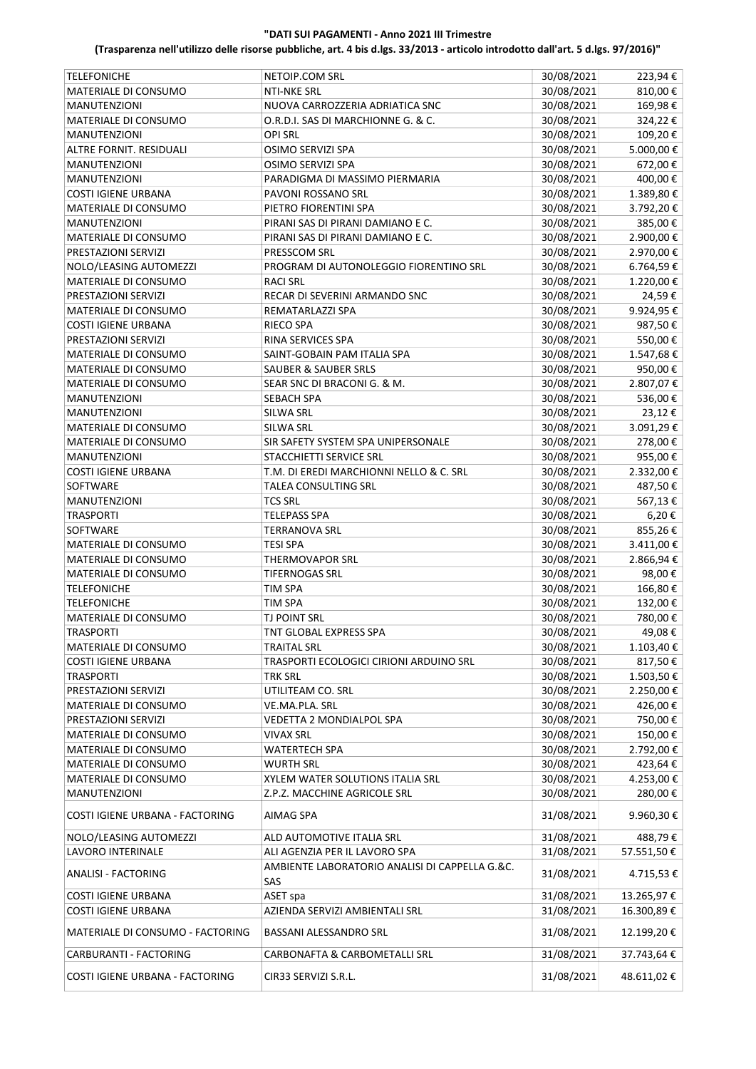**"DATI SUI PAGAMENTI - Anno 2021 III Trimestre**

**(Trasparenza nell'utilizzo delle risorse pubbliche, art. 4 bis d.lgs. 33/2013 - articolo introdotto dall'art. 5 d.lgs. 97/2016)"**

| | | | |
|---|---|---|---|
| TELEFONICHE | NETOIP.COM SRL | 30/08/2021 | 223,94 € |
| MATERIALE DI CONSUMO | NTI-NKE SRL | 30/08/2021 | 810,00 € |
| MANUTENZIONI | NUOVA CARROZZERIA ADRIATICA SNC | 30/08/2021 | 169,98 € |
| MATERIALE DI CONSUMO | O.R.D.I. SAS DI MARCHIONNE G. & C. | 30/08/2021 | 324,22 € |
| MANUTENZIONI | OPI SRL | 30/08/2021 | 109,20 € |
| ALTRE FORNIT. RESIDUALI | OSIMO SERVIZI SPA | 30/08/2021 | 5.000,00 € |
| MANUTENZIONI | OSIMO SERVIZI SPA | 30/08/2021 | 672,00 € |
| MANUTENZIONI | PARADIGMA DI MASSIMO PIERMARIA | 30/08/2021 | 400,00 € |
| COSTI IGIENE URBANA | PAVONI ROSSANO SRL | 30/08/2021 | 1.389,80 € |
| MATERIALE DI CONSUMO | PIETRO FIORENTINI SPA | 30/08/2021 | 3.792,20 € |
| MANUTENZIONI | PIRANI SAS DI PIRANI DAMIANO E C. | 30/08/2021 | 385,00 € |
| MATERIALE DI CONSUMO | PIRANI SAS DI PIRANI DAMIANO E C. | 30/08/2021 | 2.900,00 € |
| PRESTAZIONI SERVIZI | PRESSCOM SRL | 30/08/2021 | 2.970,00 € |
| NOLO/LEASING AUTOMEZZI | PROGRAM DI AUTONOLEGGIO FIORENTINO SRL | 30/08/2021 | 6.764,59 € |
| MATERIALE DI CONSUMO | RACI SRL | 30/08/2021 | 1.220,00 € |
| PRESTAZIONI SERVIZI | RECAR DI SEVERINI ARMANDO SNC | 30/08/2021 | 24,59 € |
| MATERIALE DI CONSUMO | REMATARLAZZI SPA | 30/08/2021 | 9.924,95 € |
| COSTI IGIENE URBANA | RIECO SPA | 30/08/2021 | 987,50 € |
| PRESTAZIONI SERVIZI | RINA SERVICES SPA | 30/08/2021 | 550,00 € |
| MATERIALE DI CONSUMO | SAINT-GOBAIN PAM ITALIA SPA | 30/08/2021 | 1.547,68 € |
| MATERIALE DI CONSUMO | SAUBER & SAUBER SRLS | 30/08/2021 | 950,00 € |
| MATERIALE DI CONSUMO | SEAR SNC DI BRACONI G. & M. | 30/08/2021 | 2.807,07 € |
| MANUTENZIONI | SEBACH SPA | 30/08/2021 | 536,00 € |
| MANUTENZIONI | SILWA SRL | 30/08/2021 | 23,12 € |
| MATERIALE DI CONSUMO | SILWA SRL | 30/08/2021 | 3.091,29 € |
| MATERIALE DI CONSUMO | SIR SAFETY SYSTEM SPA UNIPERSONALE | 30/08/2021 | 278,00 € |
| MANUTENZIONI | STACCHIETTI SERVICE SRL | 30/08/2021 | 955,00 € |
| COSTI IGIENE URBANA | T.M. DI EREDI MARCHIONNI NELLO & C. SRL | 30/08/2021 | 2.332,00 € |
| SOFTWARE | TALEA CONSULTING SRL | 30/08/2021 | 487,50 € |
| MANUTENZIONI | TCS SRL | 30/08/2021 | 567,13 € |
| TRASPORTI | TELEPASS SPA | 30/08/2021 | 6,20 € |
| SOFTWARE | TERRANOVA SRL | 30/08/2021 | 855,26 € |
| MATERIALE DI CONSUMO | TESI SPA | 30/08/2021 | 3.411,00 € |
| MATERIALE DI CONSUMO | THERMOVAPOR SRL | 30/08/2021 | 2.866,94 € |
| MATERIALE DI CONSUMO | TIFERNOGAS SRL | 30/08/2021 | 98,00 € |
| TELEFONICHE | TIM SPA | 30/08/2021 | 166,80 € |
| TELEFONICHE | TIM SPA | 30/08/2021 | 132,00 € |
| MATERIALE DI CONSUMO | TJ POINT SRL | 30/08/2021 | 780,00 € |
| TRASPORTI | TNT GLOBAL EXPRESS SPA | 30/08/2021 | 49,08 € |
| MATERIALE DI CONSUMO | TRAITAL SRL | 30/08/2021 | 1.103,40 € |
| COSTI IGIENE URBANA | TRASPORTI ECOLOGICI CIRIONI ARDUINO SRL | 30/08/2021 | 817,50 € |
| TRASPORTI | TRK SRL | 30/08/2021 | 1.503,50 € |
| PRESTAZIONI SERVIZI | UTILITEAM CO. SRL | 30/08/2021 | 2.250,00 € |
| MATERIALE DI CONSUMO | VE.MA.PLA. SRL | 30/08/2021 | 426,00 € |
| PRESTAZIONI SERVIZI | VEDETTA 2 MONDIALPOL SPA | 30/08/2021 | 750,00 € |
| MATERIALE DI CONSUMO | VIVAX SRL | 30/08/2021 | 150,00 € |
| MATERIALE DI CONSUMO | WATERTECH SPA | 30/08/2021 | 2.792,00 € |
| MATERIALE DI CONSUMO | WURTH SRL | 30/08/2021 | 423,64 € |
| MATERIALE DI CONSUMO | XYLEM WATER SOLUTIONS ITALIA SRL | 30/08/2021 | 4.253,00 € |
| MANUTENZIONI | Z.P.Z. MACCHINE AGRICOLE SRL | 30/08/2021 | 280,00 € |
| COSTI IGIENE URBANA - FACTORING | AIMAG SPA | 31/08/2021 | 9.960,30 € |
| NOLO/LEASING AUTOMEZZI | ALD AUTOMOTIVE ITALIA SRL | 31/08/2021 | 488,79 € |
| LAVORO INTERINALE | ALI AGENZIA PER IL LAVORO SPA | 31/08/2021 | 57.551,50 € |
| ANALISI - FACTORING | AMBIENTE LABORATORIO ANALISI DI CAPPELLA G.&C. SAS | 31/08/2021 | 4.715,53 € |
| COSTI IGIENE URBANA | ASET spa | 31/08/2021 | 13.265,97 € |
| COSTI IGIENE URBANA | AZIENDA SERVIZI AMBIENTALI SRL | 31/08/2021 | 16.300,89 € |
| MATERIALE DI CONSUMO - FACTORING | BASSANI ALESSANDRO SRL | 31/08/2021 | 12.199,20 € |
| CARBURANTI - FACTORING | CARBONAFTA & CARBOMETALLI SRL | 31/08/2021 | 37.743,64 € |
| COSTI IGIENE URBANA - FACTORING | CIR33 SERVIZI S.R.L. | 31/08/2021 | 48.611,02 € |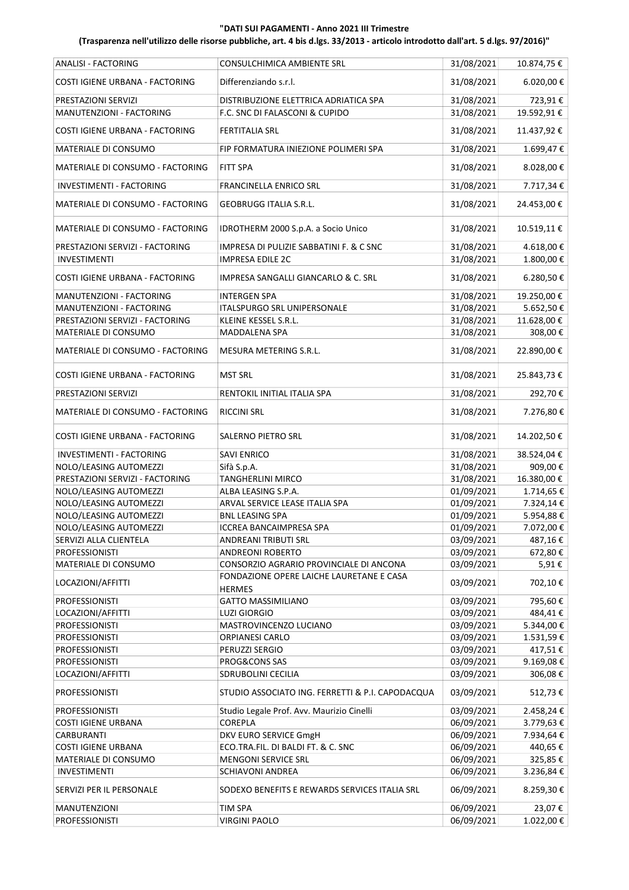**"DATI SUI PAGAMENTI - Anno 2021 III Trimestre**

**(Trasparenza nell'utilizzo delle risorse pubbliche, art. 4 bis d.lgs. 33/2013 - articolo introdotto dall'art. 5 d.lgs. 97/2016)"**

| | | | |
|---|---|---|---|
| ANALISI - FACTORING | CONSULCHIMICA AMBIENTE SRL | 31/08/2021 | 10.874,75 € |
| COSTI IGIENE URBANA - FACTORING | Differenziando s.r.l. | 31/08/2021 | 6.020,00 € |
| PRESTAZIONI SERVIZI | DISTRIBUZIONE ELETTRICA ADRIATICA SPA | 31/08/2021 | 723,91 € |
| MANUTENZIONI - FACTORING | F.C. SNC DI FALASCONI & CUPIDO | 31/08/2021 | 19.592,91 € |
| COSTI IGIENE URBANA - FACTORING | FERTITALIA SRL | 31/08/2021 | 11.437,92 € |
| MATERIALE DI CONSUMO | FIP FORMATURA INIEZIONE POLIMERI SPA | 31/08/2021 | 1.699,47 € |
| MATERIALE DI CONSUMO - FACTORING | FITT SPA | 31/08/2021 | 8.028,00 € |
| INVESTIMENTI - FACTORING | FRANCINELLA ENRICO SRL | 31/08/2021 | 7.717,34 € |
| MATERIALE DI CONSUMO - FACTORING | GEOBRUGG ITALIA S.R.L. | 31/08/2021 | 24.453,00 € |
| MATERIALE DI CONSUMO - FACTORING | IDROTHERM 2000 S.p.A. a Socio Unico | 31/08/2021 | 10.519,11 € |
| PRESTAZIONI SERVIZI - FACTORING | IMPRESA DI PULIZIE SABBATINI F. & C SNC | 31/08/2021 | 4.618,00 € |
| INVESTIMENTI | IMPRESA EDILE 2C | 31/08/2021 | 1.800,00 € |
| COSTI IGIENE URBANA - FACTORING | IMPRESA SANGALLI GIANCARLO & C. SRL | 31/08/2021 | 6.280,50 € |
| MANUTENZIONI - FACTORING | INTERGEN SPA | 31/08/2021 | 19.250,00 € |
| MANUTENZIONI - FACTORING | ITALSPURGO SRL UNIPERSONALE | 31/08/2021 | 5.652,50 € |
| PRESTAZIONI SERVIZI - FACTORING | KLEINE KESSEL S.R.L. | 31/08/2021 | 11.628,00 € |
| MATERIALE DI CONSUMO | MADDALENA SPA | 31/08/2021 | 308,00 € |
| MATERIALE DI CONSUMO - FACTORING | MESURA METERING S.R.L. | 31/08/2021 | 22.890,00 € |
| COSTI IGIENE URBANA - FACTORING | MST SRL | 31/08/2021 | 25.843,73 € |
| PRESTAZIONI SERVIZI | RENTOKIL INITIAL ITALIA SPA | 31/08/2021 | 292,70 € |
| MATERIALE DI CONSUMO - FACTORING | RICCINI SRL | 31/08/2021 | 7.276,80 € |
| COSTI IGIENE URBANA - FACTORING | SALERNO PIETRO SRL | 31/08/2021 | 14.202,50 € |
| INVESTIMENTI - FACTORING | SAVI ENRICO | 31/08/2021 | 38.524,04 € |
| NOLO/LEASING AUTOMEZZI | Sifà S.p.A. | 31/08/2021 | 909,00 € |
| PRESTAZIONI SERVIZI - FACTORING | TANGHERLINI MIRCO | 31/08/2021 | 16.380,00 € |
| NOLO/LEASING AUTOMEZZI | ALBA LEASING S.P.A. | 01/09/2021 | 1.714,65 € |
| NOLO/LEASING AUTOMEZZI | ARVAL SERVICE LEASE ITALIA SPA | 01/09/2021 | 7.324,14 € |
| NOLO/LEASING AUTOMEZZI | BNL LEASING SPA | 01/09/2021 | 5.954,88 € |
| NOLO/LEASING AUTOMEZZI | ICCREA BANCAIMPRESA SPA | 01/09/2021 | 7.072,00 € |
| SERVIZI ALLA CLIENTELA | ANDREANI TRIBUTI SRL | 03/09/2021 | 487,16 € |
| PROFESSIONISTI | ANDREONI ROBERTO | 03/09/2021 | 672,80 € |
| MATERIALE DI CONSUMO | CONSORZIO AGRARIO PROVINCIALE DI ANCONA | 03/09/2021 | 5,91 € |
| LOCAZIONI/AFFITTI | FONDAZIONE OPERE LAICHE LAURETANE E CASA HERMES | 03/09/2021 | 702,10 € |
| PROFESSIONISTI | GATTO MASSIMILIANO | 03/09/2021 | 795,60 € |
| LOCAZIONI/AFFITTI | LUZI GIORGIO | 03/09/2021 | 484,41 € |
| PROFESSIONISTI | MASTROVINCENZO LUCIANO | 03/09/2021 | 5.344,00 € |
| PROFESSIONISTI | ORPIANESI CARLO | 03/09/2021 | 1.531,59 € |
| PROFESSIONISTI | PERUZZI SERGIO | 03/09/2021 | 417,51 € |
| PROFESSIONISTI | PROG&CONS SAS | 03/09/2021 | 9.169,08 € |
| LOCAZIONI/AFFITTI | SDRUBOLINI CECILIA | 03/09/2021 | 306,08 € |
| PROFESSIONISTI | STUDIO ASSOCIATO ING. FERRETTI & P.I. CAPODACQUA | 03/09/2021 | 512,73 € |
| PROFESSIONISTI | Studio Legale Prof. Avv. Maurizio Cinelli | 03/09/2021 | 2.458,24 € |
| COSTI IGIENE URBANA | COREPLA | 06/09/2021 | 3.779,63 € |
| CARBURANTI | DKV EURO SERVICE GmgH | 06/09/2021 | 7.934,64 € |
| COSTI IGIENE URBANA | ECO.TRA.FIL. DI BALDI FT. & C. SNC | 06/09/2021 | 440,65 € |
| MATERIALE DI CONSUMO | MENGONI SERVICE SRL | 06/09/2021 | 325,85 € |
| INVESTIMENTI | SCHIAVONI ANDREA | 06/09/2021 | 3.236,84 € |
| SERVIZI PER IL PERSONALE | SODEXO BENEFITS E REWARDS SERVICES ITALIA SRL | 06/09/2021 | 8.259,30 € |
| MANUTENZIONI | TIM SPA | 06/09/2021 | 23,07 € |
| PROFESSIONISTI | VIRGINI PAOLO | 06/09/2021 | 1.022,00 € |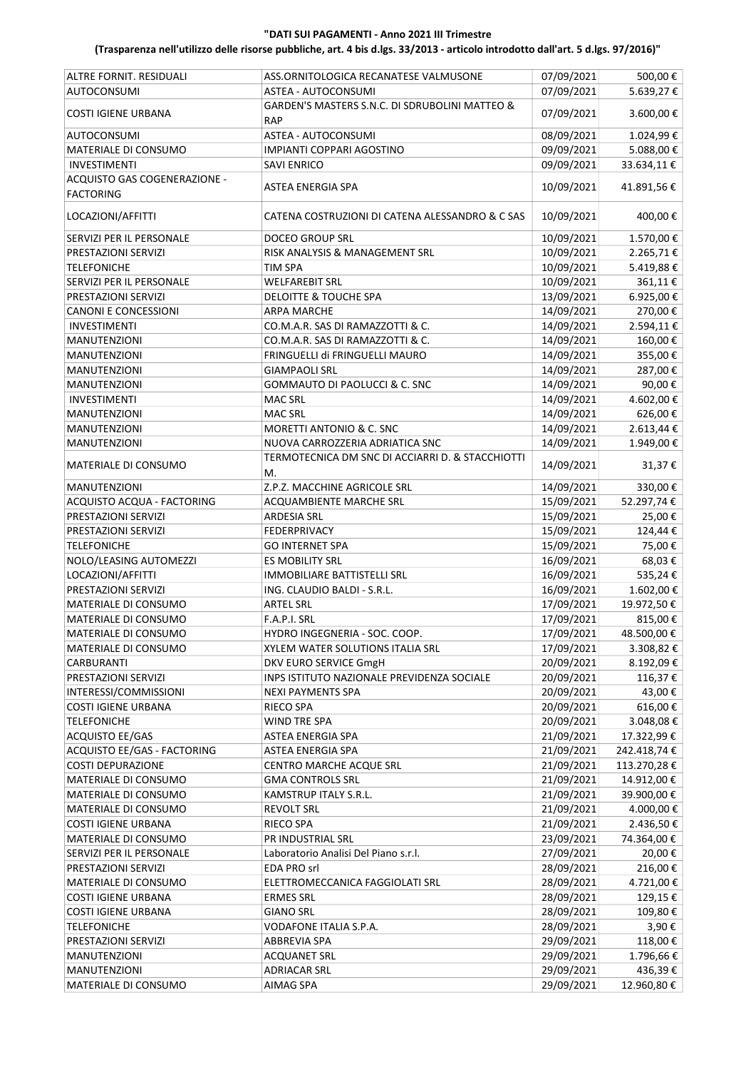**"DATI SUI PAGAMENTI - Anno 2021 III Trimestre**

**(Trasparenza nell'utilizzo delle risorse pubbliche, art. 4 bis d.lgs. 33/2013 - articolo introdotto dall'art. 5 d.lgs. 97/2016)"**

| | | | |
|---|---|---|---|
| ALTRE FORNIT. RESIDUALI | ASS.ORNITOLOGICA RECANATESE VALMUSONE | 07/09/2021 | 500,00 € |
| AUTOCONSUMI | ASTEA - AUTOCONSUMI | 07/09/2021 | 5.639,27 € |
| COSTI IGIENE URBANA | GARDEN'S MASTERS S.N.C. DI SDRUBOLINI MATTEO & RAP | 07/09/2021 | 3.600,00 € |
| AUTOCONSUMI | ASTEA - AUTOCONSUMI | 08/09/2021 | 1.024,99 € |
| MATERIALE DI CONSUMO | IMPIANTI COPPARI AGOSTINO | 09/09/2021 | 5.088,00 € |
| INVESTIMENTI | SAVI ENRICO | 09/09/2021 | 33.634,11 € |
| ACQUISTO GAS COGENERAZIONE - FACTORING | ASTEA ENERGIA SPA | 10/09/2021 | 41.891,56 € |
| LOCAZIONI/AFFITTI | CATENA COSTRUZIONI DI CATENA ALESSANDRO & C SAS | 10/09/2021 | 400,00 € |
| SERVIZI PER IL PERSONALE | DOCEO GROUP SRL | 10/09/2021 | 1.570,00 € |
| PRESTAZIONI SERVIZI | RISK ANALYSIS & MANAGEMENT SRL | 10/09/2021 | 2.265,71 € |
| TELEFONICHE | TIM SPA | 10/09/2021 | 5.419,88 € |
| SERVIZI PER IL PERSONALE | WELFAREBIT SRL | 10/09/2021 | 361,11 € |
| PRESTAZIONI SERVIZI | DELOITTE & TOUCHE SPA | 13/09/2021 | 6.925,00 € |
| CANONI E CONCESSIONI | ARPA MARCHE | 14/09/2021 | 270,00 € |
| INVESTIMENTI | CO.M.A.R. SAS DI RAMAZZOTTI & C. | 14/09/2021 | 2.594,11 € |
| MANUTENZIONI | CO.M.A.R. SAS DI RAMAZZOTTI & C. | 14/09/2021 | 160,00 € |
| MANUTENZIONI | FRINGUELLI di FRINGUELLI MAURO | 14/09/2021 | 355,00 € |
| MANUTENZIONI | GIAMPAOLI SRL | 14/09/2021 | 287,00 € |
| MANUTENZIONI | GOMMAUTO DI PAOLUCCI & C. SNC | 14/09/2021 | 90,00 € |
| INVESTIMENTI | MAC SRL | 14/09/2021 | 4.602,00 € |
| MANUTENZIONI | MAC SRL | 14/09/2021 | 626,00 € |
| MANUTENZIONI | MORETTI ANTONIO & C. SNC | 14/09/2021 | 2.613,44 € |
| MANUTENZIONI | NUOVA CARROZZERIA ADRIATICA SNC | 14/09/2021 | 1.949,00 € |
| MATERIALE DI CONSUMO | TERMOTECNICA DM SNC DI ACCIARRI D. & STACCHIOTTI M. | 14/09/2021 | 31,37 € |
| MANUTENZIONI | Z.P.Z. MACCHINE AGRICOLE SRL | 14/09/2021 | 330,00 € |
| ACQUISTO ACQUA - FACTORING | ACQUAMBIENTE MARCHE SRL | 15/09/2021 | 52.297,74 € |
| PRESTAZIONI SERVIZI | ARDESIA SRL | 15/09/2021 | 25,00 € |
| PRESTAZIONI SERVIZI | FEDERPRIVACY | 15/09/2021 | 124,44 € |
| TELEFONICHE | GO INTERNET SPA | 15/09/2021 | 75,00 € |
| NOLO/LEASING AUTOMEZZI | ES MOBILITY SRL | 16/09/2021 | 68,03 € |
| LOCAZIONI/AFFITTI | IMMOBILIARE BATTISTELLI SRL | 16/09/2021 | 535,24 € |
| PRESTAZIONI SERVIZI | ING. CLAUDIO BALDI - S.R.L. | 16/09/2021 | 1.602,00 € |
| MATERIALE DI CONSUMO | ARTEL SRL | 17/09/2021 | 19.972,50 € |
| MATERIALE DI CONSUMO | F.A.P.I. SRL | 17/09/2021 | 815,00 € |
| MATERIALE DI CONSUMO | HYDRO INGEGNERIA - SOC. COOP. | 17/09/2021 | 48.500,00 € |
| MATERIALE DI CONSUMO | XYLEM WATER SOLUTIONS ITALIA SRL | 17/09/2021 | 3.308,82 € |
| CARBURANTI | DKV EURO SERVICE GmgH | 20/09/2021 | 8.192,09 € |
| PRESTAZIONI SERVIZI | INPS ISTITUTO NAZIONALE PREVIDENZA SOCIALE | 20/09/2021 | 116,37 € |
| INTERESSI/COMMISSIONI | NEXI PAYMENTS SPA | 20/09/2021 | 43,00 € |
| COSTI IGIENE URBANA | RIECO SPA | 20/09/2021 | 616,00 € |
| TELEFONICHE | WIND TRE SPA | 20/09/2021 | 3.048,08 € |
| ACQUISTO EE/GAS | ASTEA ENERGIA SPA | 21/09/2021 | 17.322,99 € |
| ACQUISTO EE/GAS - FACTORING | ASTEA ENERGIA SPA | 21/09/2021 | 242.418,74 € |
| COSTI DEPURAZIONE | CENTRO MARCHE ACQUE SRL | 21/09/2021 | 113.270,28 € |
| MATERIALE DI CONSUMO | GMA CONTROLS SRL | 21/09/2021 | 14.912,00 € |
| MATERIALE DI CONSUMO | KAMSTRUP ITALY S.R.L. | 21/09/2021 | 39.900,00 € |
| MATERIALE DI CONSUMO | REVOLT SRL | 21/09/2021 | 4.000,00 € |
| COSTI IGIENE URBANA | RIECO SPA | 21/09/2021 | 2.436,50 € |
| MATERIALE DI CONSUMO | PR INDUSTRIAL SRL | 23/09/2021 | 74.364,00 € |
| SERVIZI PER IL PERSONALE | Laboratorio Analisi Del Piano s.r.l. | 27/09/2021 | 20,00 € |
| PRESTAZIONI SERVIZI | EDA PRO srl | 28/09/2021 | 216,00 € |
| MATERIALE DI CONSUMO | ELETTROMECCANICA FAGGIOLATI SRL | 28/09/2021 | 4.721,00 € |
| COSTI IGIENE URBANA | ERMES SRL | 28/09/2021 | 129,15 € |
| COSTI IGIENE URBANA | GIANO SRL | 28/09/2021 | 109,80 € |
| TELEFONICHE | VODAFONE ITALIA S.P.A. | 28/09/2021 | 3,90 € |
| PRESTAZIONI SERVIZI | ABBREVIA SPA | 29/09/2021 | 118,00 € |
| MANUTENZIONI | ACQUANET SRL | 29/09/2021 | 1.796,66 € |
| MANUTENZIONI | ADRIACAR SRL | 29/09/2021 | 436,39 € |
| MATERIALE DI CONSUMO | AIMAG SPA | 29/09/2021 | 12.960,80 € |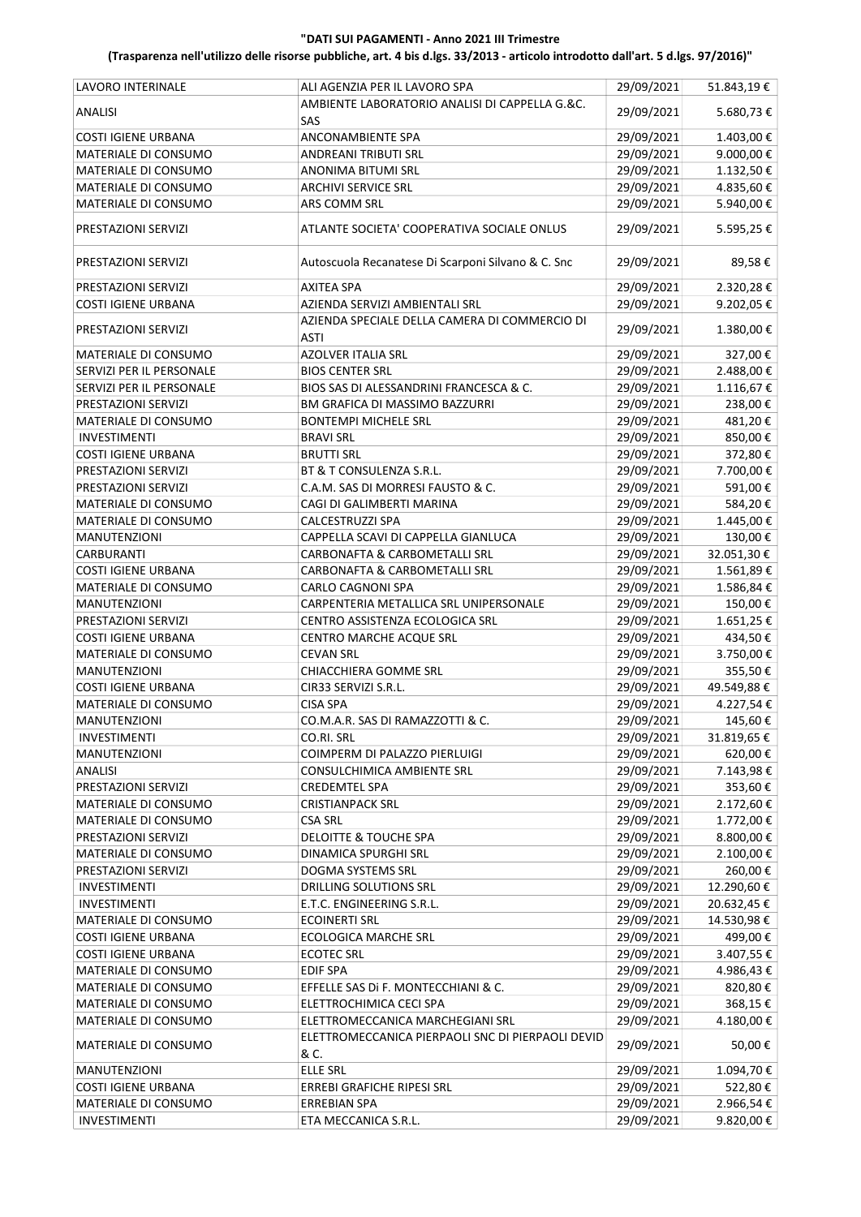**"DATI SUI PAGAMENTI - Anno 2021 III Trimestre**

**(Trasparenza nell'utilizzo delle risorse pubbliche, art. 4 bis d.lgs. 33/2013 - articolo introdotto dall'art. 5 d.lgs. 97/2016)"**

| | | | |
|---|---|---|---|
| LAVORO INTERINALE | ALI AGENZIA PER IL LAVORO SPA | 29/09/2021 | 51.843,19 € |
| ANALISI | AMBIENTE LABORATORIO ANALISI DI CAPPELLA G.&C. SAS | 29/09/2021 | 5.680,73 € |
| COSTI IGIENE URBANA | ANCONAMBIENTE SPA | 29/09/2021 | 1.403,00 € |
| MATERIALE DI CONSUMO | ANDREANI TRIBUTI SRL | 29/09/2021 | 9.000,00 € |
| MATERIALE DI CONSUMO | ANONIMA BITUMI SRL | 29/09/2021 | 1.132,50 € |
| MATERIALE DI CONSUMO | ARCHIVI SERVICE SRL | 29/09/2021 | 4.835,60 € |
| MATERIALE DI CONSUMO | ARS COMM SRL | 29/09/2021 | 5.940,00 € |
| PRESTAZIONI SERVIZI | ATLANTE SOCIETA' COOPERATIVA SOCIALE ONLUS | 29/09/2021 | 5.595,25 € |
| PRESTAZIONI SERVIZI | Autoscuola Recanatese Di Scarponi Silvano & C. Snc | 29/09/2021 | 89,58 € |
| PRESTAZIONI SERVIZI | AXITEA SPA | 29/09/2021 | 2.320,28 € |
| COSTI IGIENE URBANA | AZIENDA SERVIZI AMBIENTALI SRL | 29/09/2021 | 9.202,05 € |
| PRESTAZIONI SERVIZI | AZIENDA SPECIALE DELLA CAMERA DI COMMERCIO DI ASTI | 29/09/2021 | 1.380,00 € |
| MATERIALE DI CONSUMO | AZOLVER ITALIA SRL | 29/09/2021 | 327,00 € |
| SERVIZI PER IL PERSONALE | BIOS CENTER SRL | 29/09/2021 | 2.488,00 € |
| SERVIZI PER IL PERSONALE | BIOS SAS DI ALESSANDRINI FRANCESCA & C. | 29/09/2021 | 1.116,67 € |
| PRESTAZIONI SERVIZI | BM GRAFICA DI MASSIMO BAZZURRI | 29/09/2021 | 238,00 € |
| MATERIALE DI CONSUMO | BONTEMPI MICHELE SRL | 29/09/2021 | 481,20 € |
| INVESTIMENTI | BRAVI SRL | 29/09/2021 | 850,00 € |
| COSTI IGIENE URBANA | BRUTTI SRL | 29/09/2021 | 372,80 € |
| PRESTAZIONI SERVIZI | BT & T CONSULENZA S.R.L. | 29/09/2021 | 7.700,00 € |
| PRESTAZIONI SERVIZI | C.A.M. SAS DI MORRESI FAUSTO & C. | 29/09/2021 | 591,00 € |
| MATERIALE DI CONSUMO | CAGI DI GALIMBERTI MARINA | 29/09/2021 | 584,20 € |
| MATERIALE DI CONSUMO | CALCESTRUZZI SPA | 29/09/2021 | 1.445,00 € |
| MANUTENZIONI | CAPPELLA SCAVI DI CAPPELLA GIANLUCA | 29/09/2021 | 130,00 € |
| CARBURANTI | CARBONAFTA & CARBOMETALLI SRL | 29/09/2021 | 32.051,30 € |
| COSTI IGIENE URBANA | CARBONAFTA & CARBOMETALLI SRL | 29/09/2021 | 1.561,89 € |
| MATERIALE DI CONSUMO | CARLO CAGNONI SPA | 29/09/2021 | 1.586,84 € |
| MANUTENZIONI | CARPENTERIA METALLICA SRL UNIPERSONALE | 29/09/2021 | 150,00 € |
| PRESTAZIONI SERVIZI | CENTRO ASSISTENZA ECOLOGICA SRL | 29/09/2021 | 1.651,25 € |
| COSTI IGIENE URBANA | CENTRO MARCHE ACQUE SRL | 29/09/2021 | 434,50 € |
| MATERIALE DI CONSUMO | CEVAN SRL | 29/09/2021 | 3.750,00 € |
| MANUTENZIONI | CHIACCHIERA GOMME SRL | 29/09/2021 | 355,50 € |
| COSTI IGIENE URBANA | CIR33 SERVIZI S.R.L. | 29/09/2021 | 49.549,88 € |
| MATERIALE DI CONSUMO | CISA SPA | 29/09/2021 | 4.227,54 € |
| MANUTENZIONI | CO.M.A.R. SAS DI RAMAZZOTTI & C. | 29/09/2021 | 145,60 € |
| INVESTIMENTI | CO.RI. SRL | 29/09/2021 | 31.819,65 € |
| MANUTENZIONI | COIMPERM DI PALAZZO PIERLUIGI | 29/09/2021 | 620,00 € |
| ANALISI | CONSULCHIMICA AMBIENTE SRL | 29/09/2021 | 7.143,98 € |
| PRESTAZIONI SERVIZI | CREDEMTEL SPA | 29/09/2021 | 353,60 € |
| MATERIALE DI CONSUMO | CRISTIANPACK SRL | 29/09/2021 | 2.172,60 € |
| MATERIALE DI CONSUMO | CSA SRL | 29/09/2021 | 1.772,00 € |
| PRESTAZIONI SERVIZI | DELOITTE & TOUCHE SPA | 29/09/2021 | 8.800,00 € |
| MATERIALE DI CONSUMO | DINAMICA SPURGHI SRL | 29/09/2021 | 2.100,00 € |
| PRESTAZIONI SERVIZI | DOGMA SYSTEMS SRL | 29/09/2021 | 260,00 € |
| INVESTIMENTI | DRILLING SOLUTIONS SRL | 29/09/2021 | 12.290,60 € |
| INVESTIMENTI | E.T.C. ENGINEERING S.R.L. | 29/09/2021 | 20.632,45 € |
| MATERIALE DI CONSUMO | ECOINERTI SRL | 29/09/2021 | 14.530,98 € |
| COSTI IGIENE URBANA | ECOLOGICA MARCHE SRL | 29/09/2021 | 499,00 € |
| COSTI IGIENE URBANA | ECOTEC SRL | 29/09/2021 | 3.407,55 € |
| MATERIALE DI CONSUMO | EDIF SPA | 29/09/2021 | 4.986,43 € |
| MATERIALE DI CONSUMO | EFFELLE SAS Di F. MONTECCHIANI & C. | 29/09/2021 | 820,80 € |
| MATERIALE DI CONSUMO | ELETTROCHIMICA CECI SPA | 29/09/2021 | 368,15 € |
| MATERIALE DI CONSUMO | ELETTROMECCANICA MARCHEGIANI SRL | 29/09/2021 | 4.180,00 € |
| MATERIALE DI CONSUMO | ELETTROMECCANICA PIERPAOLI SNC DI PIERPAOLI DEVID & C. | 29/09/2021 | 50,00 € |
| MANUTENZIONI | ELLE SRL | 29/09/2021 | 1.094,70 € |
| COSTI IGIENE URBANA | ERREBI GRAFICHE RIPESI SRL | 29/09/2021 | 522,80 € |
| MATERIALE DI CONSUMO | ERREBIAN SPA | 29/09/2021 | 2.966,54 € |
| INVESTIMENTI | ETA MECCANICA S.R.L. | 29/09/2021 | 9.820,00 € |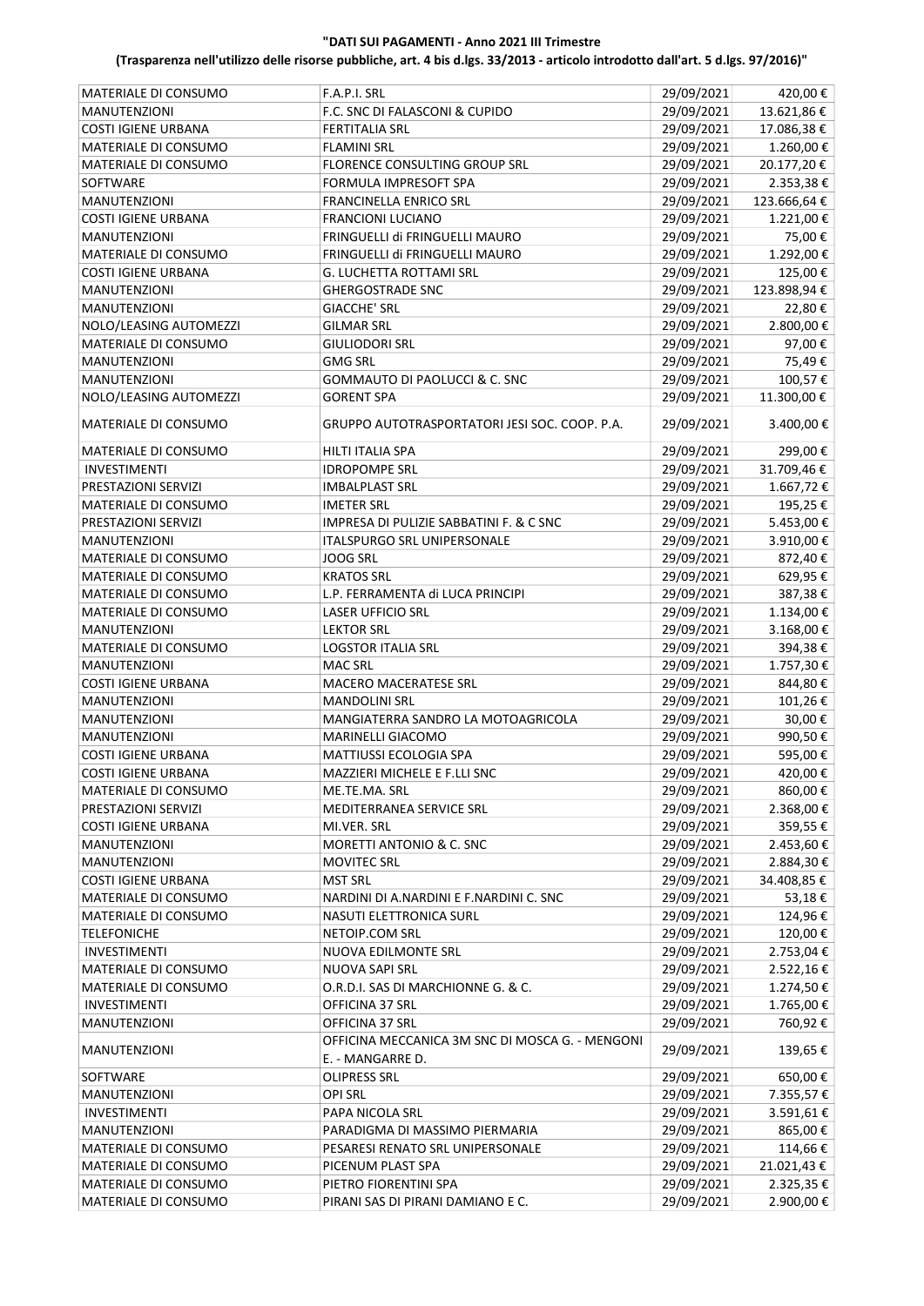**"DATI SUI PAGAMENTI - Anno 2021 III Trimestre**

**(Trasparenza nell'utilizzo delle risorse pubbliche, art. 4 bis d.lgs. 33/2013 - articolo introdotto dall'art. 5 d.lgs. 97/2016)"**

| | | | |
|---|---|---|---|
| MATERIALE DI CONSUMO | F.A.P.I. SRL | 29/09/2021 | 420,00 € |
| MANUTENZIONI | F.C. SNC DI FALASCONI & CUPIDO | 29/09/2021 | 13.621,86 € |
| COSTI IGIENE URBANA | FERTITALIA SRL | 29/09/2021 | 17.086,38 € |
| MATERIALE DI CONSUMO | FLAMINI SRL | 29/09/2021 | 1.260,00 € |
| MATERIALE DI CONSUMO | FLORENCE CONSULTING GROUP SRL | 29/09/2021 | 20.177,20 € |
| SOFTWARE | FORMULA IMPRESOFT SPA | 29/09/2021 | 2.353,38 € |
| MANUTENZIONI | FRANCINELLA ENRICO SRL | 29/09/2021 | 123.666,64 € |
| COSTI IGIENE URBANA | FRANCIONI LUCIANO | 29/09/2021 | 1.221,00 € |
| MANUTENZIONI | FRINGUELLI di FRINGUELLI MAURO | 29/09/2021 | 75,00 € |
| MATERIALE DI CONSUMO | FRINGUELLI di FRINGUELLI MAURO | 29/09/2021 | 1.292,00 € |
| COSTI IGIENE URBANA | G. LUCHETTA ROTTAMI SRL | 29/09/2021 | 125,00 € |
| MANUTENZIONI | GHERGOSTRADE SNC | 29/09/2021 | 123.898,94 € |
| MANUTENZIONI | GIACCHE' SRL | 29/09/2021 | 22,80 € |
| NOLO/LEASING AUTOMEZZI | GILMAR SRL | 29/09/2021 | 2.800,00 € |
| MATERIALE DI CONSUMO | GIULIODORI SRL | 29/09/2021 | 97,00 € |
| MANUTENZIONI | GMG SRL | 29/09/2021 | 75,49 € |
| MANUTENZIONI | GOMMAUTO DI PAOLUCCI & C. SNC | 29/09/2021 | 100,57 € |
| NOLO/LEASING AUTOMEZZI | GORENT SPA | 29/09/2021 | 11.300,00 € |
| MATERIALE DI CONSUMO | GRUPPO AUTOTRASPORTATORI JESI SOC. COOP. P.A. | 29/09/2021 | 3.400,00 € |
| MATERIALE DI CONSUMO | HILTI ITALIA SPA | 29/09/2021 | 299,00 € |
| INVESTIMENTI | IDROPOMPE SRL | 29/09/2021 | 31.709,46 € |
| PRESTAZIONI SERVIZI | IMBALPLAST SRL | 29/09/2021 | 1.667,72 € |
| MATERIALE DI CONSUMO | IMETER SRL | 29/09/2021 | 195,25 € |
| PRESTAZIONI SERVIZI | IMPRESA DI PULIZIE SABBATINI F. & C SNC | 29/09/2021 | 5.453,00 € |
| MANUTENZIONI | ITALSPURGO SRL UNIPERSONALE | 29/09/2021 | 3.910,00 € |
| MATERIALE DI CONSUMO | JOOG SRL | 29/09/2021 | 872,40 € |
| MATERIALE DI CONSUMO | KRATOS SRL | 29/09/2021 | 629,95 € |
| MATERIALE DI CONSUMO | L.P. FERRAMENTA di LUCA PRINCIPI | 29/09/2021 | 387,38 € |
| MATERIALE DI CONSUMO | LASER UFFICIO SRL | 29/09/2021 | 1.134,00 € |
| MANUTENZIONI | LEKTOR SRL | 29/09/2021 | 3.168,00 € |
| MATERIALE DI CONSUMO | LOGSTOR ITALIA SRL | 29/09/2021 | 394,38 € |
| MANUTENZIONI | MAC SRL | 29/09/2021 | 1.757,30 € |
| COSTI IGIENE URBANA | MACERO MACERATESE SRL | 29/09/2021 | 844,80 € |
| MANUTENZIONI | MANDOLINI SRL | 29/09/2021 | 101,26 € |
| MANUTENZIONI | MANGIATERRA SANDRO LA MOTOAGRICOLA | 29/09/2021 | 30,00 € |
| MANUTENZIONI | MARINELLI GIACOMO | 29/09/2021 | 990,50 € |
| COSTI IGIENE URBANA | MATTIUSSI ECOLOGIA SPA | 29/09/2021 | 595,00 € |
| COSTI IGIENE URBANA | MAZZIERI MICHELE E F.LLI SNC | 29/09/2021 | 420,00 € |
| MATERIALE DI CONSUMO | ME.TE.MA. SRL | 29/09/2021 | 860,00 € |
| PRESTAZIONI SERVIZI | MEDITERRANEA SERVICE SRL | 29/09/2021 | 2.368,00 € |
| COSTI IGIENE URBANA | MI.VER. SRL | 29/09/2021 | 359,55 € |
| MANUTENZIONI | MORETTI ANTONIO & C. SNC | 29/09/2021 | 2.453,60 € |
| MANUTENZIONI | MOVITEC SRL | 29/09/2021 | 2.884,30 € |
| COSTI IGIENE URBANA | MST SRL | 29/09/2021 | 34.408,85 € |
| MATERIALE DI CONSUMO | NARDINI DI A.NARDINI E F.NARDINI C. SNC | 29/09/2021 | 53,18 € |
| MATERIALE DI CONSUMO | NASUTI ELETTRONICA SURL | 29/09/2021 | 124,96 € |
| TELEFONICHE | NETOIP.COM SRL | 29/09/2021 | 120,00 € |
| INVESTIMENTI | NUOVA EDILMONTE SRL | 29/09/2021 | 2.753,04 € |
| MATERIALE DI CONSUMO | NUOVA SAPI SRL | 29/09/2021 | 2.522,16 € |
| MATERIALE DI CONSUMO | O.R.D.I. SAS DI MARCHIONNE G. & C. | 29/09/2021 | 1.274,50 € |
| INVESTIMENTI | OFFICINA 37 SRL | 29/09/2021 | 1.765,00 € |
| MANUTENZIONI | OFFICINA 37 SRL | 29/09/2021 | 760,92 € |
| MANUTENZIONI | OFFICINA MECCANICA 3M SNC DI MOSCA G. - MENGONI E. - MANGARRE D. | 29/09/2021 | 139,65 € |
| SOFTWARE | OLIPRESS SRL | 29/09/2021 | 650,00 € |
| MANUTENZIONI | OPI SRL | 29/09/2021 | 7.355,57 € |
| INVESTIMENTI | PAPA NICOLA SRL | 29/09/2021 | 3.591,61 € |
| MANUTENZIONI | PARADIGMA DI MASSIMO PIERMARIA | 29/09/2021 | 865,00 € |
| MATERIALE DI CONSUMO | PESARESI RENATO SRL UNIPERSONALE | 29/09/2021 | 114,66 € |
| MATERIALE DI CONSUMO | PICENUM PLAST SPA | 29/09/2021 | 21.021,43 € |
| MATERIALE DI CONSUMO | PIETRO FIORENTINI SPA | 29/09/2021 | 2.325,35 € |
| MATERIALE DI CONSUMO | PIRANI SAS DI PIRANI DAMIANO E C. | 29/09/2021 | 2.900,00 € |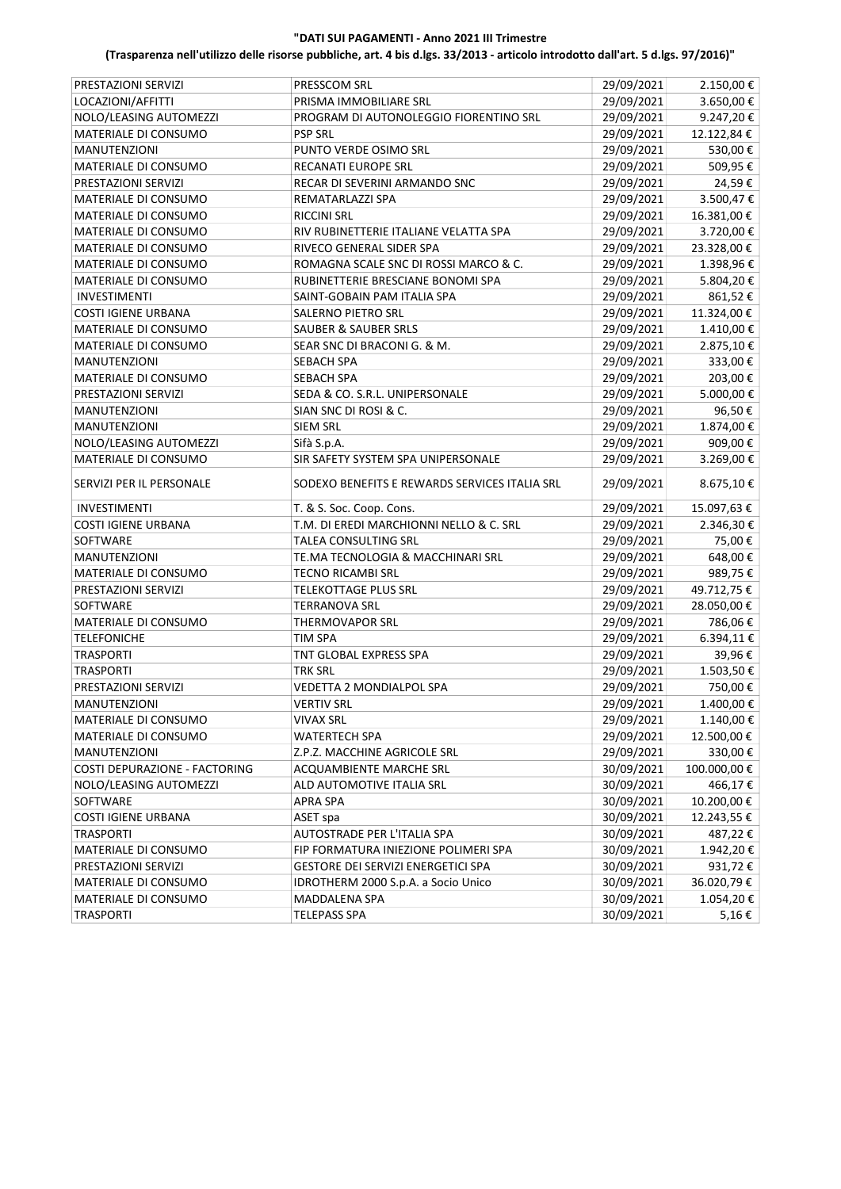**"DATI SUI PAGAMENTI - Anno 2021 III Trimestre**

**(Trasparenza nell'utilizzo delle risorse pubbliche, art. 4 bis d.lgs. 33/2013 - articolo introdotto dall'art. 5 d.lgs. 97/2016)"**

| | | | |
|---|---|---|---|
| PRESTAZIONI SERVIZI | PRESSCOM SRL | 29/09/2021 | 2.150,00 € |
| LOCAZIONI/AFFITTI | PRISMA IMMOBILIARE SRL | 29/09/2021 | 3.650,00 € |
| NOLO/LEASING AUTOMEZZI | PROGRAM DI AUTONOLEGGIO FIORENTINO SRL | 29/09/2021 | 9.247,20 € |
| MATERIALE DI CONSUMO | PSP SRL | 29/09/2021 | 12.122,84 € |
| MANUTENZIONI | PUNTO VERDE OSIMO SRL | 29/09/2021 | 530,00 € |
| MATERIALE DI CONSUMO | RECANATI EUROPE SRL | 29/09/2021 | 509,95 € |
| PRESTAZIONI SERVIZI | RECAR DI SEVERINI ARMANDO SNC | 29/09/2021 | 24,59 € |
| MATERIALE DI CONSUMO | REMATARLAZZI SPA | 29/09/2021 | 3.500,47 € |
| MATERIALE DI CONSUMO | RICCINI SRL | 29/09/2021 | 16.381,00 € |
| MATERIALE DI CONSUMO | RIV RUBINETTERIE ITALIANE VELATTA SPA | 29/09/2021 | 3.720,00 € |
| MATERIALE DI CONSUMO | RIVECO GENERAL SIDER SPA | 29/09/2021 | 23.328,00 € |
| MATERIALE DI CONSUMO | ROMAGNA SCALE SNC DI ROSSI MARCO & C. | 29/09/2021 | 1.398,96 € |
| MATERIALE DI CONSUMO | RUBINETTERIE BRESCIANE BONOMI SPA | 29/09/2021 | 5.804,20 € |
| INVESTIMENTI | SAINT-GOBAIN PAM ITALIA SPA | 29/09/2021 | 861,52 € |
| COSTI IGIENE URBANA | SALERNO PIETRO SRL | 29/09/2021 | 11.324,00 € |
| MATERIALE DI CONSUMO | SAUBER & SAUBER SRLS | 29/09/2021 | 1.410,00 € |
| MATERIALE DI CONSUMO | SEAR SNC DI BRACONI G. & M. | 29/09/2021 | 2.875,10 € |
| MANUTENZIONI | SEBACH SPA | 29/09/2021 | 333,00 € |
| MATERIALE DI CONSUMO | SEBACH SPA | 29/09/2021 | 203,00 € |
| PRESTAZIONI SERVIZI | SEDA & CO. S.R.L. UNIPERSONALE | 29/09/2021 | 5.000,00 € |
| MANUTENZIONI | SIAN SNC DI ROSI & C. | 29/09/2021 | 96,50 € |
| MANUTENZIONI | SIEM SRL | 29/09/2021 | 1.874,00 € |
| NOLO/LEASING AUTOMEZZI | Sifà S.p.A. | 29/09/2021 | 909,00 € |
| MATERIALE DI CONSUMO | SIR SAFETY SYSTEM SPA UNIPERSONALE | 29/09/2021 | 3.269,00 € |
| SERVIZI PER IL PERSONALE | SODEXO BENEFITS E REWARDS SERVICES ITALIA SRL | 29/09/2021 | 8.675,10 € |
| INVESTIMENTI | T. & S. Soc. Coop. Cons. | 29/09/2021 | 15.097,63 € |
| COSTI IGIENE URBANA | T.M. DI EREDI MARCHIONNI NELLO & C. SRL | 29/09/2021 | 2.346,30 € |
| SOFTWARE | TALEA CONSULTING SRL | 29/09/2021 | 75,00 € |
| MANUTENZIONI | TE.MA TECNOLOGIA & MACCHINARI SRL | 29/09/2021 | 648,00 € |
| MATERIALE DI CONSUMO | TECNO RICAMBI SRL | 29/09/2021 | 989,75 € |
| PRESTAZIONI SERVIZI | TELEKOTTAGE PLUS SRL | 29/09/2021 | 49.712,75 € |
| SOFTWARE | TERRANOVA SRL | 29/09/2021 | 28.050,00 € |
| MATERIALE DI CONSUMO | THERMOVAPOR SRL | 29/09/2021 | 786,06 € |
| TELEFONICHE | TIM SPA | 29/09/2021 | 6.394,11 € |
| TRASPORTI | TNT GLOBAL EXPRESS SPA | 29/09/2021 | 39,96 € |
| TRASPORTI | TRK SRL | 29/09/2021 | 1.503,50 € |
| PRESTAZIONI SERVIZI | VEDETTA 2 MONDIALPOL SPA | 29/09/2021 | 750,00 € |
| MANUTENZIONI | VERTIV SRL | 29/09/2021 | 1.400,00 € |
| MATERIALE DI CONSUMO | VIVAX SRL | 29/09/2021 | 1.140,00 € |
| MATERIALE DI CONSUMO | WATERTECH SPA | 29/09/2021 | 12.500,00 € |
| MANUTENZIONI | Z.P.Z. MACCHINE AGRICOLE SRL | 29/09/2021 | 330,00 € |
| COSTI DEPURAZIONE - FACTORING | ACQUAMBIENTE MARCHE SRL | 30/09/2021 | 100.000,00 € |
| NOLO/LEASING AUTOMEZZI | ALD AUTOMOTIVE ITALIA SRL | 30/09/2021 | 466,17 € |
| SOFTWARE | APRA SPA | 30/09/2021 | 10.200,00 € |
| COSTI IGIENE URBANA | ASET spa | 30/09/2021 | 12.243,55 € |
| TRASPORTI | AUTOSTRADE PER L'ITALIA SPA | 30/09/2021 | 487,22 € |
| MATERIALE DI CONSUMO | FIP FORMATURA INIEZIONE POLIMERI SPA | 30/09/2021 | 1.942,20 € |
| PRESTAZIONI SERVIZI | GESTORE DEI SERVIZI ENERGETICI SPA | 30/09/2021 | 931,72 € |
| MATERIALE DI CONSUMO | IDROTHERM 2000 S.p.A. a Socio Unico | 30/09/2021 | 36.020,79 € |
| MATERIALE DI CONSUMO | MADDALENA SPA | 30/09/2021 | 1.054,20 € |
| TRASPORTI | TELEPASS SPA | 30/09/2021 | 5,16 € |